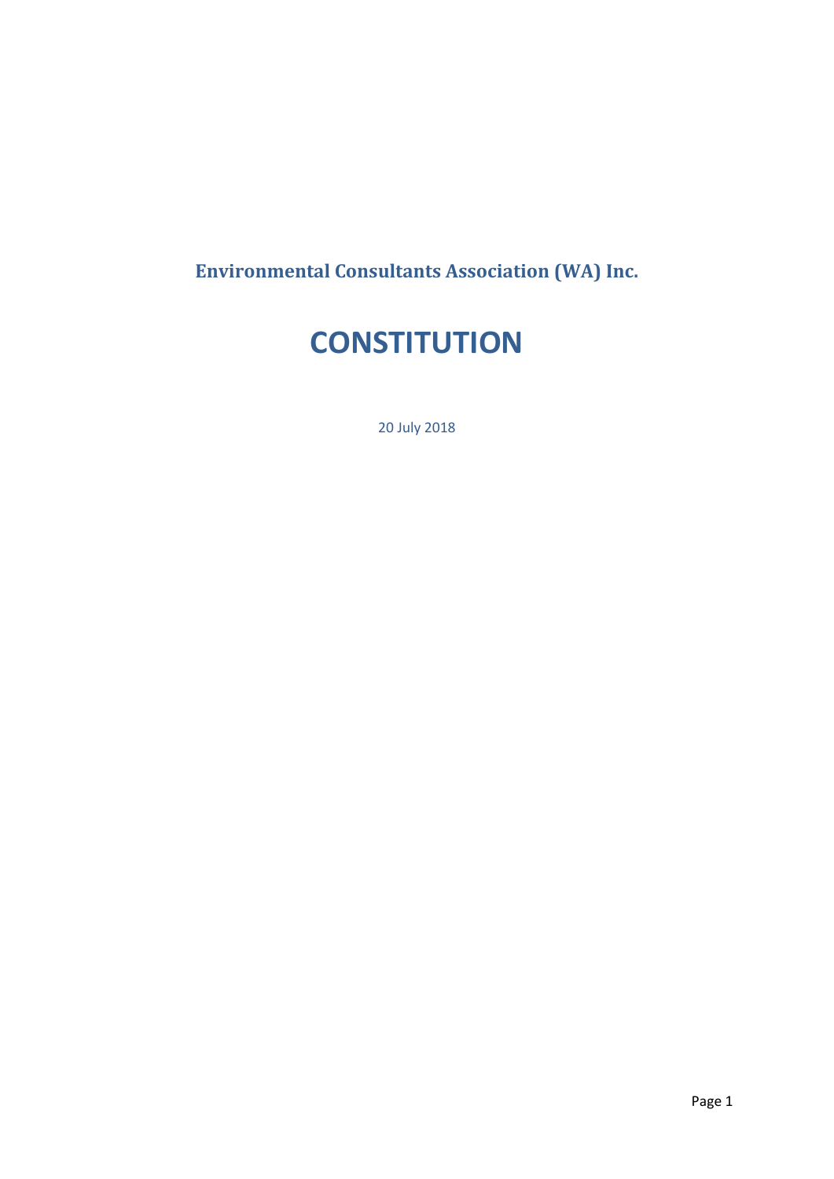**Environmental Consultants Association (WA) Inc.**

# CONSTITUTION

20 July 2018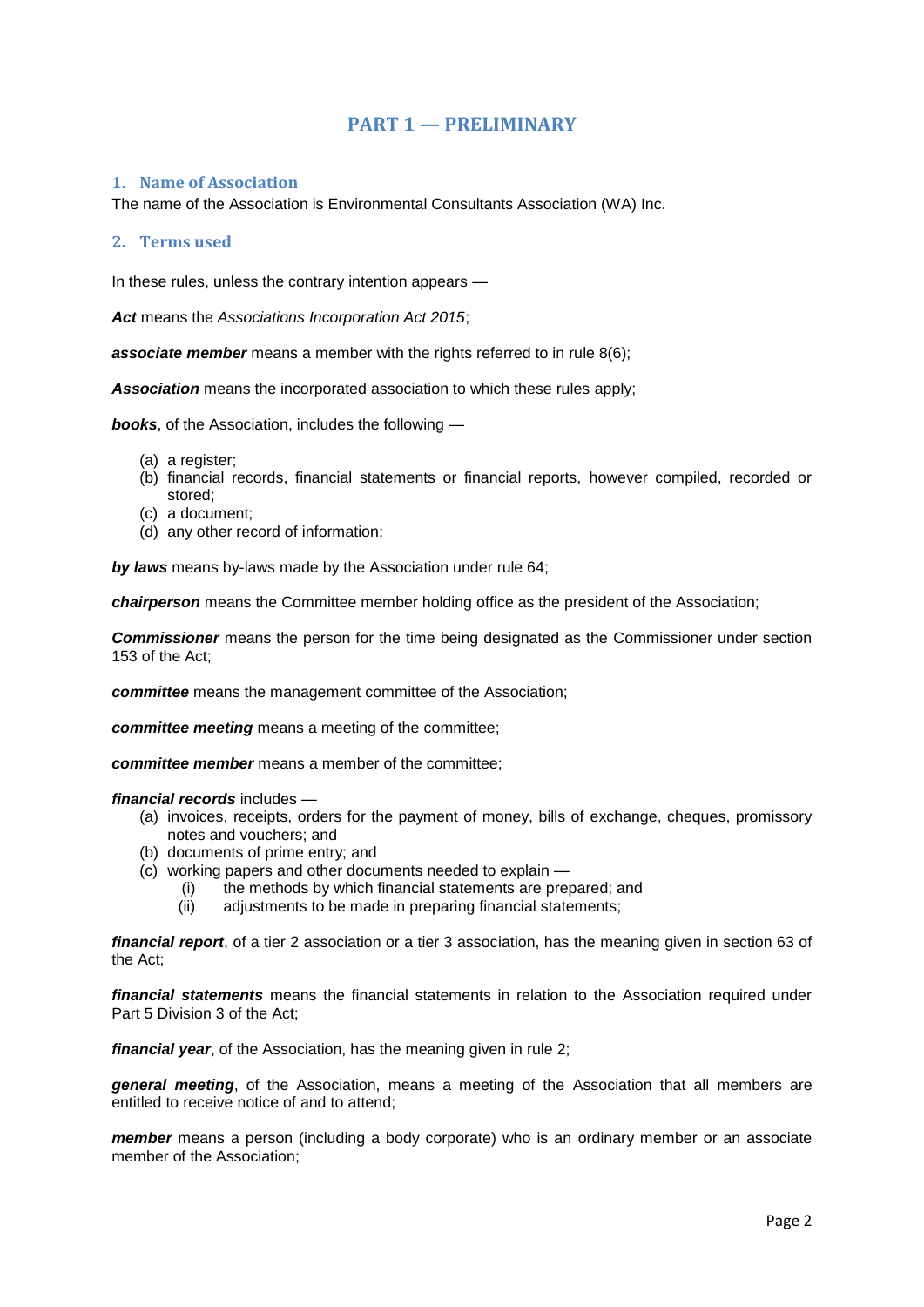# PART 1 — PRELIMINARY

## 1. Name of Association

The name of the Association is Environmental Consultants Association (WA) Inc.

## 2. Terms used

In these rules, unless the contrary intention appears —

***Act*** means the *Associations Incorporation Act 2015*;

***associate member*** means a member with the rights referred to in rule 8(6);

***Association*** means the incorporated association to which these rules apply;

***books***, of the Association, includes the following —

- (a) a register;
- (b) financial records, financial statements or financial reports, however compiled, recorded or stored;
- (c) a document;
- (d) any other record of information;

***by laws*** means by-laws made by the Association under rule 64;

***chairperson*** means the Committee member holding office as the president of the Association;

***Commissioner*** means the person for the time being designated as the Commissioner under section 153 of the Act;

***committee*** means the management committee of the Association;

***committee meeting*** means a meeting of the committee;

***committee member*** means a member of the committee;

***financial records*** includes —

- (a) invoices, receipts, orders for the payment of money, bills of exchange, cheques, promissory notes and vouchers; and
- (b) documents of prime entry; and
- (c) working papers and other documents needed to explain —
  - (i) the methods by which financial statements are prepared; and
  - (ii) adjustments to be made in preparing financial statements;

***financial report***, of a tier 2 association or a tier 3 association, has the meaning given in section 63 of the Act;

***financial statements*** means the financial statements in relation to the Association required under Part 5 Division 3 of the Act;

***financial year***, of the Association, has the meaning given in rule 2;

***general meeting***, of the Association, means a meeting of the Association that all members are entitled to receive notice of and to attend;

***member*** means a person (including a body corporate) who is an ordinary member or an associate member of the Association;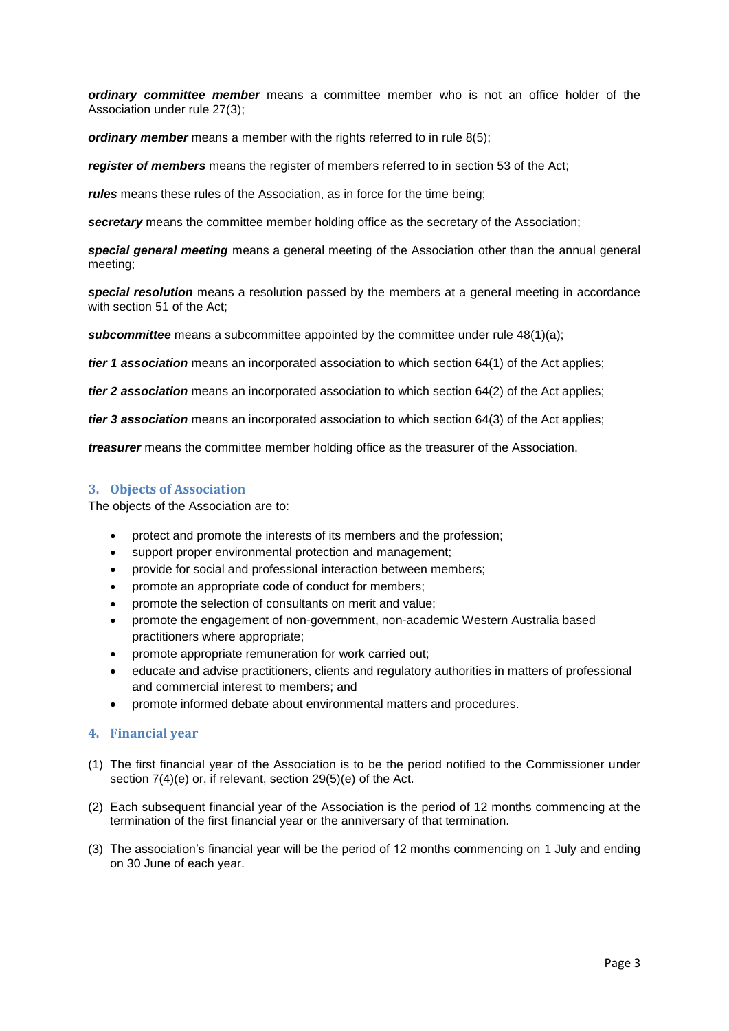***ordinary committee member*** means a committee member who is not an office holder of the Association under rule 27(3);

***ordinary member*** means a member with the rights referred to in rule 8(5);

***register of members*** means the register of members referred to in section 53 of the Act;

***rules*** means these rules of the Association, as in force for the time being;

***secretary*** means the committee member holding office as the secretary of the Association;

***special general meeting*** means a general meeting of the Association other than the annual general meeting;

***special resolution*** means a resolution passed by the members at a general meeting in accordance with section 51 of the Act;

***subcommittee*** means a subcommittee appointed by the committee under rule 48(1)(a);

***tier 1 association*** means an incorporated association to which section 64(1) of the Act applies;

***tier 2 association*** means an incorporated association to which section 64(2) of the Act applies;

***tier 3 association*** means an incorporated association to which section 64(3) of the Act applies;

***treasurer*** means the committee member holding office as the treasurer of the Association.

## 3. Objects of Association

The objects of the Association are to:

- protect and promote the interests of its members and the profession;
- support proper environmental protection and management;
- provide for social and professional interaction between members;
- promote an appropriate code of conduct for members;
- promote the selection of consultants on merit and value;
- promote the engagement of non-government, non-academic Western Australia based practitioners where appropriate;
- promote appropriate remuneration for work carried out;
- educate and advise practitioners, clients and regulatory authorities in matters of professional and commercial interest to members; and
- promote informed debate about environmental matters and procedures.

## 4. Financial year

(1) The first financial year of the Association is to be the period notified to the Commissioner under section 7(4)(e) or, if relevant, section 29(5)(e) of the Act.

(2) Each subsequent financial year of the Association is the period of 12 months commencing at the termination of the first financial year or the anniversary of that termination.

(3) The association's financial year will be the period of 12 months commencing on 1 July and ending on 30 June of each year.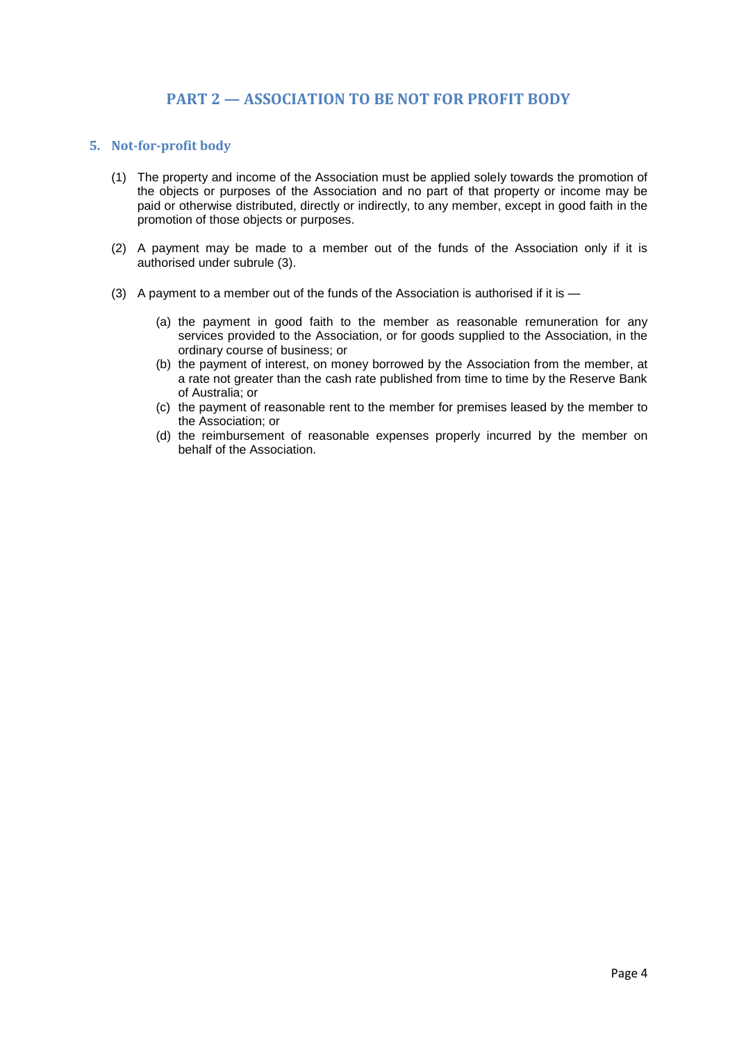## PART 2 — ASSOCIATION TO BE NOT FOR PROFIT BODY

### 5. Not-for-profit body

(1) The property and income of the Association must be applied solely towards the promotion of the objects or purposes of the Association and no part of that property or income may be paid or otherwise distributed, directly or indirectly, to any member, except in good faith in the promotion of those objects or purposes.

(2) A payment may be made to a member out of the funds of the Association only if it is authorised under subrule (3).

(3) A payment to a member out of the funds of the Association is authorised if it is —

   (a) the payment in good faith to the member as reasonable remuneration for any services provided to the Association, or for goods supplied to the Association, in the ordinary course of business; or
   (b) the payment of interest, on money borrowed by the Association from the member, at a rate not greater than the cash rate published from time to time by the Reserve Bank of Australia; or
   (c) the payment of reasonable rent to the member for premises leased by the member to the Association; or
   (d) the reimbursement of reasonable expenses properly incurred by the member on behalf of the Association.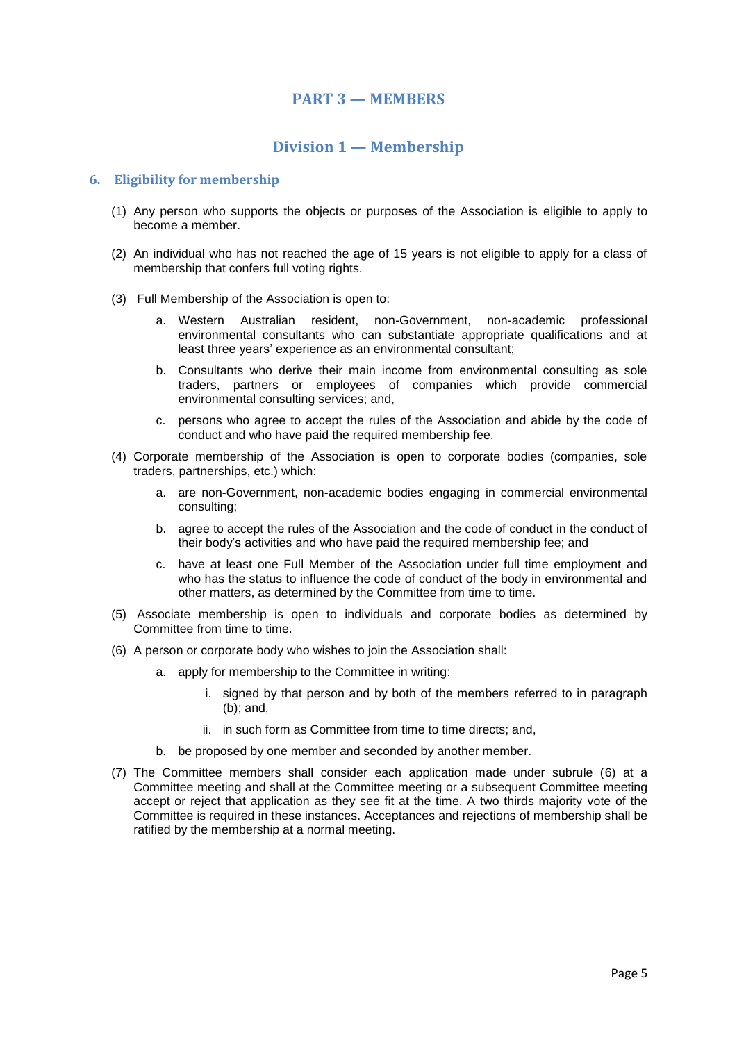# PART 3 — MEMBERS

## Division 1 — Membership

### 6. Eligibility for membership

(1) Any person who supports the objects or purposes of the Association is eligible to apply to become a member.

(2) An individual who has not reached the age of 15 years is not eligible to apply for a class of membership that confers full voting rights.

(3) Full Membership of the Association is open to:

   a. Western Australian resident, non-Government, non-academic professional environmental consultants who can substantiate appropriate qualifications and at least three years' experience as an environmental consultant;

   b. Consultants who derive their main income from environmental consulting as sole traders, partners or employees of companies which provide commercial environmental consulting services; and,

   c. persons who agree to accept the rules of the Association and abide by the code of conduct and who have paid the required membership fee.

(4) Corporate membership of the Association is open to corporate bodies (companies, sole traders, partnerships, etc.) which:

   a. are non-Government, non-academic bodies engaging in commercial environmental consulting;

   b. agree to accept the rules of the Association and the code of conduct in the conduct of their body's activities and who have paid the required membership fee; and

   c. have at least one Full Member of the Association under full time employment and who has the status to influence the code of conduct of the body in environmental and other matters, as determined by the Committee from time to time.

(5) Associate membership is open to individuals and corporate bodies as determined by Committee from time to time.

(6) A person or corporate body who wishes to join the Association shall:

   a. apply for membership to the Committee in writing:

      i. signed by that person and by both of the members referred to in paragraph (b); and,

      ii. in such form as Committee from time to time directs; and,

   b. be proposed by one member and seconded by another member.

(7) The Committee members shall consider each application made under subrule (6) at a Committee meeting and shall at the Committee meeting or a subsequent Committee meeting accept or reject that application as they see fit at the time. A two thirds majority vote of the Committee is required in these instances. Acceptances and rejections of membership shall be ratified by the membership at a normal meeting.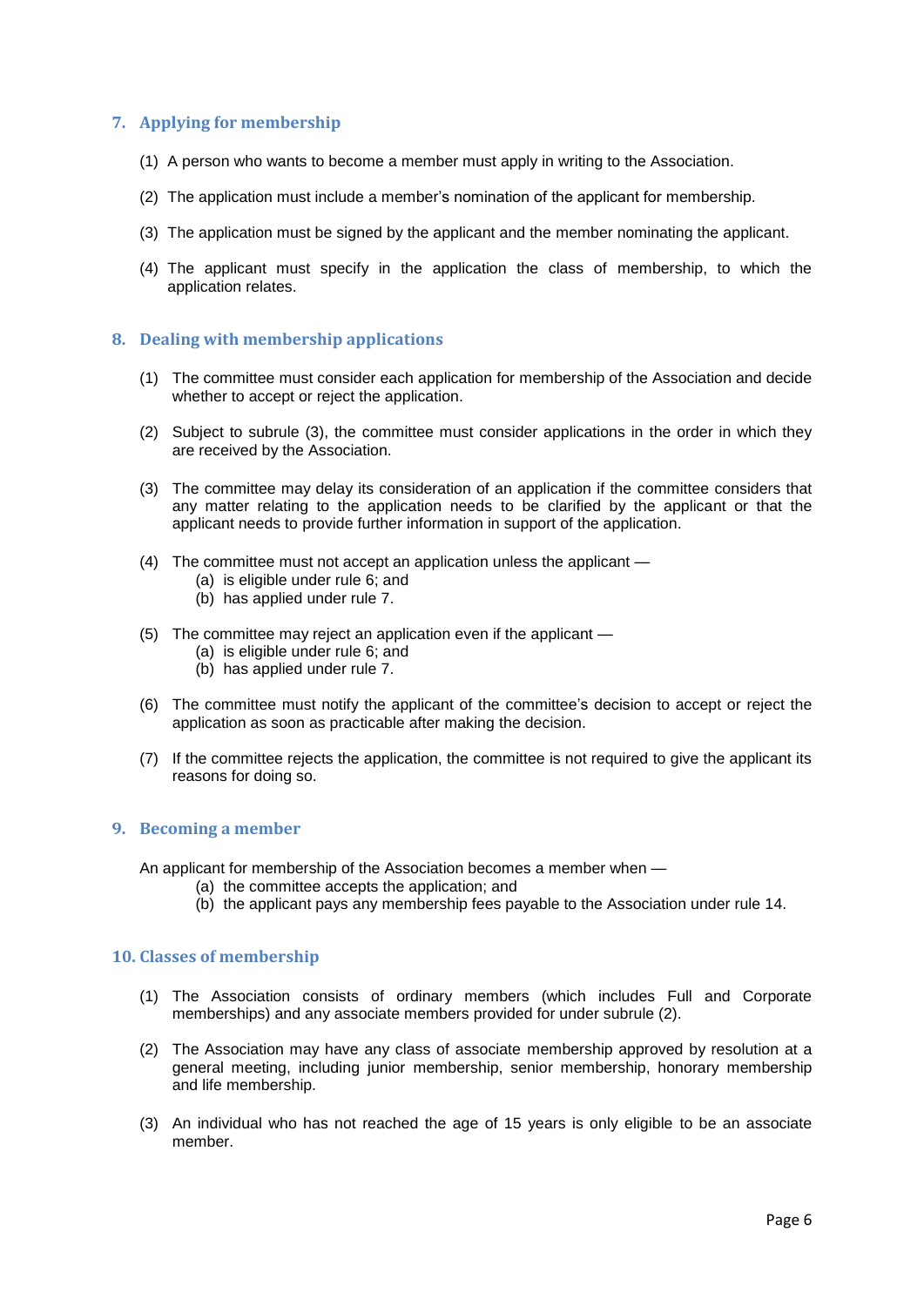## 7. Applying for membership

(1) A person who wants to become a member must apply in writing to the Association.

(2) The application must include a member's nomination of the applicant for membership.

(3) The application must be signed by the applicant and the member nominating the applicant.

(4) The applicant must specify in the application the class of membership, to which the application relates.

## 8. Dealing with membership applications

(1) The committee must consider each application for membership of the Association and decide whether to accept or reject the application.

(2) Subject to subrule (3), the committee must consider applications in the order in which they are received by the Association.

(3) The committee may delay its consideration of an application if the committee considers that any matter relating to the application needs to be clarified by the applicant or that the applicant needs to provide further information in support of the application.

(4) The committee must not accept an application unless the applicant —
   (a) is eligible under rule 6; and
   (b) has applied under rule 7.

(5) The committee may reject an application even if the applicant —
   (a) is eligible under rule 6; and
   (b) has applied under rule 7.

(6) The committee must notify the applicant of the committee's decision to accept or reject the application as soon as practicable after making the decision.

(7) If the committee rejects the application, the committee is not required to give the applicant its reasons for doing so.

## 9. Becoming a member

An applicant for membership of the Association becomes a member when —
   (a) the committee accepts the application; and
   (b) the applicant pays any membership fees payable to the Association under rule 14.

## 10. Classes of membership

(1) The Association consists of ordinary members (which includes Full and Corporate memberships) and any associate members provided for under subrule (2).

(2) The Association may have any class of associate membership approved by resolution at a general meeting, including junior membership, senior membership, honorary membership and life membership.

(3) An individual who has not reached the age of 15 years is only eligible to be an associate member.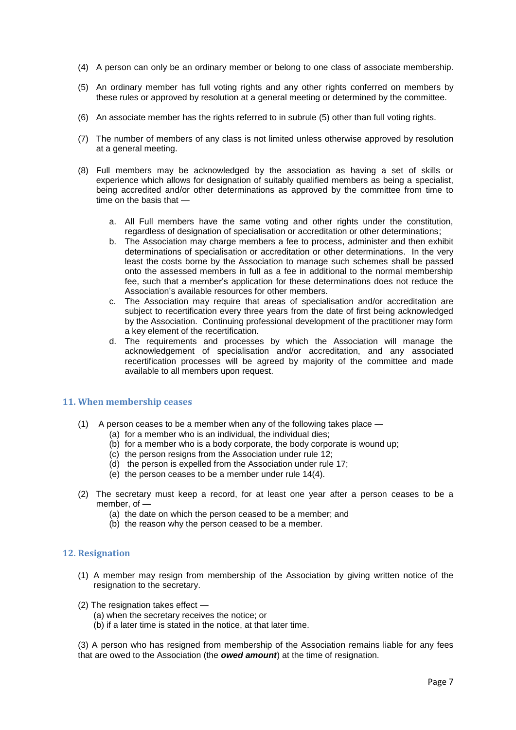(4) A person can only be an ordinary member or belong to one class of associate membership.

(5) An ordinary member has full voting rights and any other rights conferred on members by these rules or approved by resolution at a general meeting or determined by the committee.

(6) An associate member has the rights referred to in subrule (5) other than full voting rights.

(7) The number of members of any class is not limited unless otherwise approved by resolution at a general meeting.

(8) Full members may be acknowledged by the association as having a set of skills or experience which allows for designation of suitably qualified members as being a specialist, being accredited and/or other determinations as approved by the committee from time to time on the basis that —

  a. All Full members have the same voting and other rights under the constitution, regardless of designation of specialisation or accreditation or other determinations;
  b. The Association may charge members a fee to process, administer and then exhibit determinations of specialisation or accreditation or other determinations. In the very least the costs borne by the Association to manage such schemes shall be passed onto the assessed members in full as a fee in additional to the normal membership fee, such that a member's application for these determinations does not reduce the Association's available resources for other members.
  c. The Association may require that areas of specialisation and/or accreditation are subject to recertification every three years from the date of first being acknowledged by the Association. Continuing professional development of the practitioner may form a key element of the recertification.
  d. The requirements and processes by which the Association will manage the acknowledgement of specialisation and/or accreditation, and any associated recertification processes will be agreed by majority of the committee and made available to all members upon request.

## 11. When membership ceases

(1) A person ceases to be a member when any of the following takes place —
  (a) for a member who is an individual, the individual dies;
  (b) for a member who is a body corporate, the body corporate is wound up;
  (c) the person resigns from the Association under rule 12;
  (d) the person is expelled from the Association under rule 17;
  (e) the person ceases to be a member under rule 14(4).

(2) The secretary must keep a record, for at least one year after a person ceases to be a member, of —
  (a) the date on which the person ceased to be a member; and
  (b) the reason why the person ceased to be a member.

## 12. Resignation

(1) A member may resign from membership of the Association by giving written notice of the resignation to the secretary.

(2) The resignation takes effect —
  (a) when the secretary receives the notice; or
  (b) if a later time is stated in the notice, at that later time.

(3) A person who has resigned from membership of the Association remains liable for any fees that are owed to the Association (the ***owed amount***) at the time of resignation.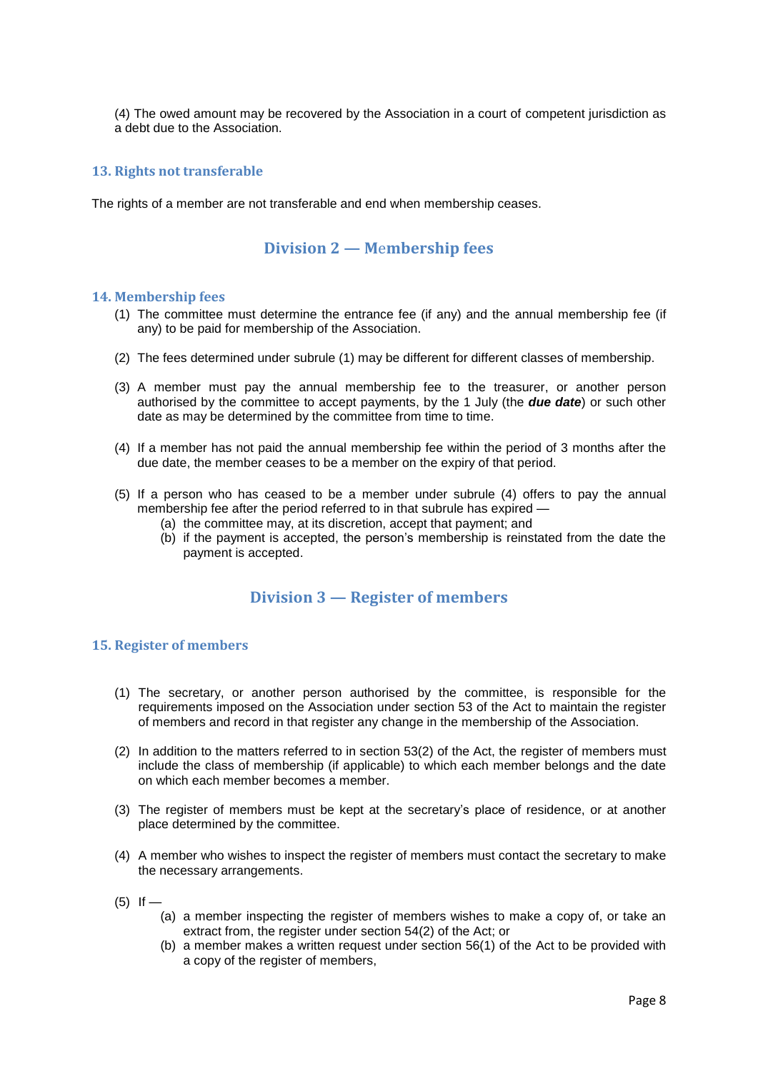(4) The owed amount may be recovered by the Association in a court of competent jurisdiction as a debt due to the Association.

### 13. Rights not transferable

The rights of a member are not transferable and end when membership ceases.

## Division 2 — Membership fees

### 14. Membership fees

(1) The committee must determine the entrance fee (if any) and the annual membership fee (if any) to be paid for membership of the Association.

(2) The fees determined under subrule (1) may be different for different classes of membership.

(3) A member must pay the annual membership fee to the treasurer, or another person authorised by the committee to accept payments, by the 1 July (the ***due date***) or such other date as may be determined by the committee from time to time.

(4) If a member has not paid the annual membership fee within the period of 3 months after the due date, the member ceases to be a member on the expiry of that period.

(5) If a person who has ceased to be a member under subrule (4) offers to pay the annual membership fee after the period referred to in that subrule has expired —

(a) the committee may, at its discretion, accept that payment; and

(b) if the payment is accepted, the person's membership is reinstated from the date the payment is accepted.

## Division 3 — Register of members

### 15. Register of members

(1) The secretary, or another person authorised by the committee, is responsible for the requirements imposed on the Association under section 53 of the Act to maintain the register of members and record in that register any change in the membership of the Association.

(2) In addition to the matters referred to in section 53(2) of the Act, the register of members must include the class of membership (if applicable) to which each member belongs and the date on which each member becomes a member.

(3) The register of members must be kept at the secretary's place of residence, or at another place determined by the committee.

(4) A member who wishes to inspect the register of members must contact the secretary to make the necessary arrangements.

(5) If —

(a) a member inspecting the register of members wishes to make a copy of, or take an extract from, the register under section 54(2) of the Act; or

(b) a member makes a written request under section 56(1) of the Act to be provided with a copy of the register of members,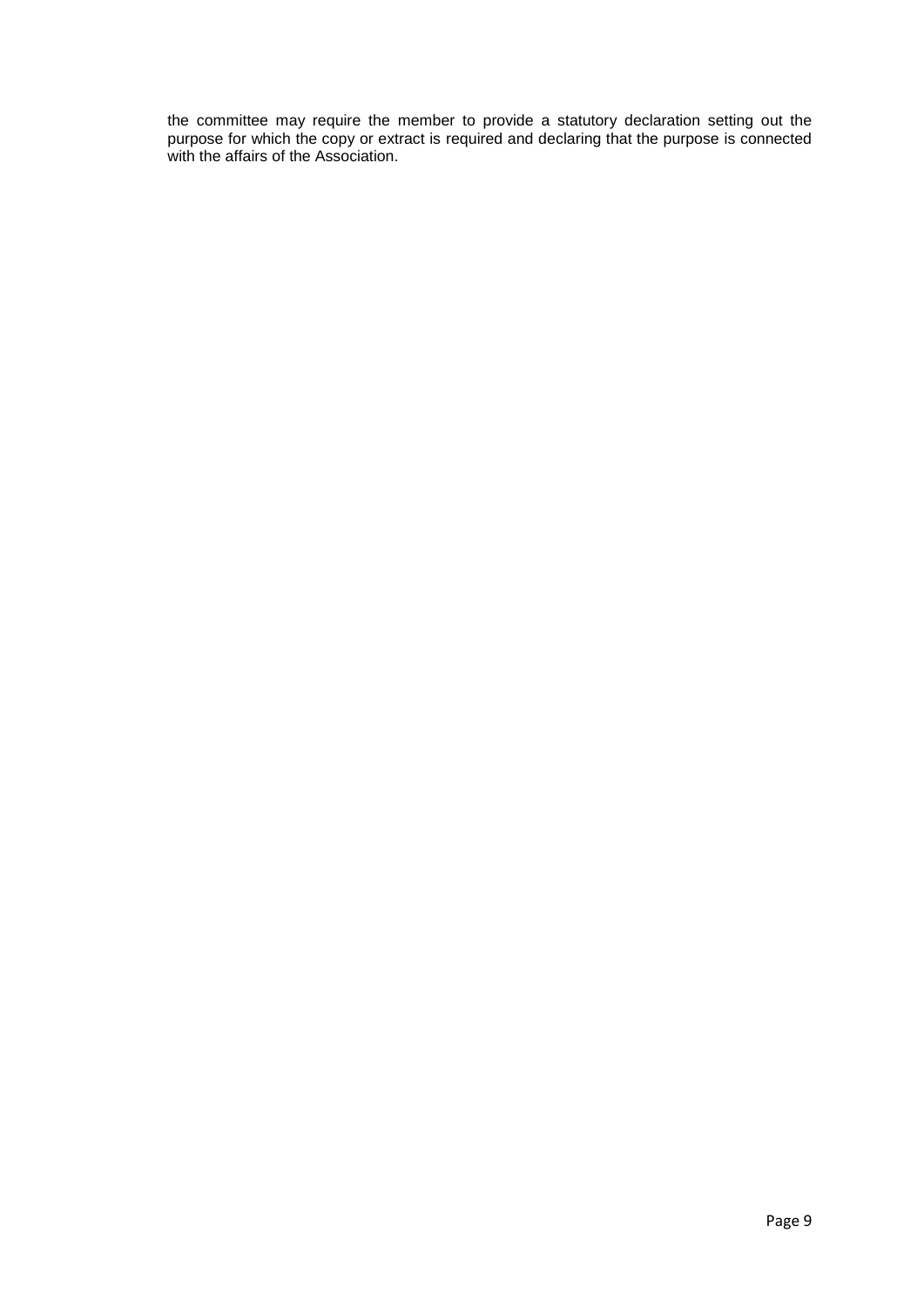the committee may require the member to provide a statutory declaration setting out the purpose for which the copy or extract is required and declaring that the purpose is connected with the affairs of the Association.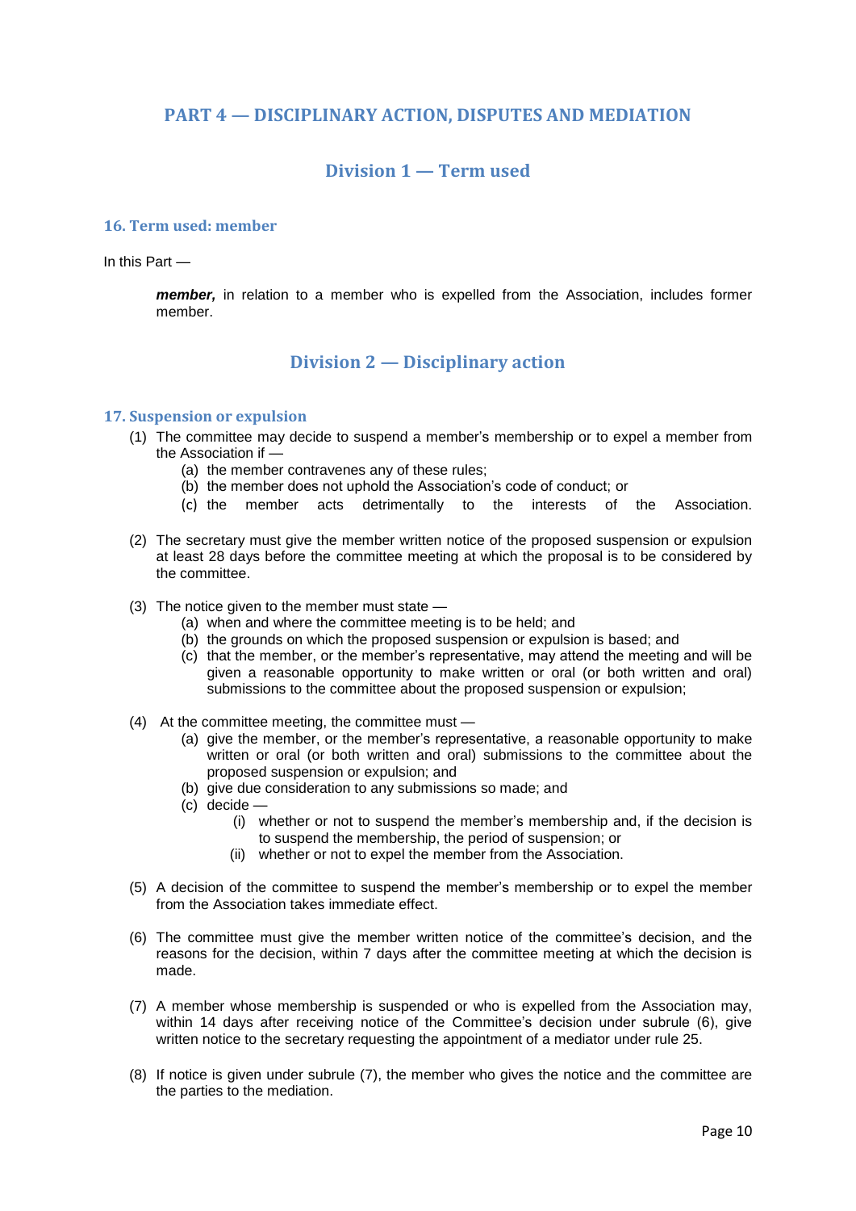## PART 4 — DISCIPLINARY ACTION, DISPUTES AND MEDIATION

### Division 1 — Term used

#### 16. Term used: member

In this Part —

> ***member,*** in relation to a member who is expelled from the Association, includes former member.

### Division 2 — Disciplinary action

#### 17. Suspension or expulsion

(1) The committee may decide to suspend a member's membership or to expel a member from the Association if —
  - (a) the member contravenes any of these rules;
  - (b) the member does not uphold the Association's code of conduct; or
  - (c) the member acts detrimentally to the interests of the Association.

(2) The secretary must give the member written notice of the proposed suspension or expulsion at least 28 days before the committee meeting at which the proposal is to be considered by the committee.

(3) The notice given to the member must state —
  - (a) when and where the committee meeting is to be held; and
  - (b) the grounds on which the proposed suspension or expulsion is based; and
  - (c) that the member, or the member's representative, may attend the meeting and will be given a reasonable opportunity to make written or oral (or both written and oral) submissions to the committee about the proposed suspension or expulsion;

(4) At the committee meeting, the committee must —
  - (a) give the member, or the member's representative, a reasonable opportunity to make written or oral (or both written and oral) submissions to the committee about the proposed suspension or expulsion; and
  - (b) give due consideration to any submissions so made; and
  - (c) decide —
    - (i) whether or not to suspend the member's membership and, if the decision is to suspend the membership, the period of suspension; or
    - (ii) whether or not to expel the member from the Association.

(5) A decision of the committee to suspend the member's membership or to expel the member from the Association takes immediate effect.

(6) The committee must give the member written notice of the committee's decision, and the reasons for the decision, within 7 days after the committee meeting at which the decision is made.

(7) A member whose membership is suspended or who is expelled from the Association may, within 14 days after receiving notice of the Committee's decision under subrule (6), give written notice to the secretary requesting the appointment of a mediator under rule 25.

(8) If notice is given under subrule (7), the member who gives the notice and the committee are the parties to the mediation.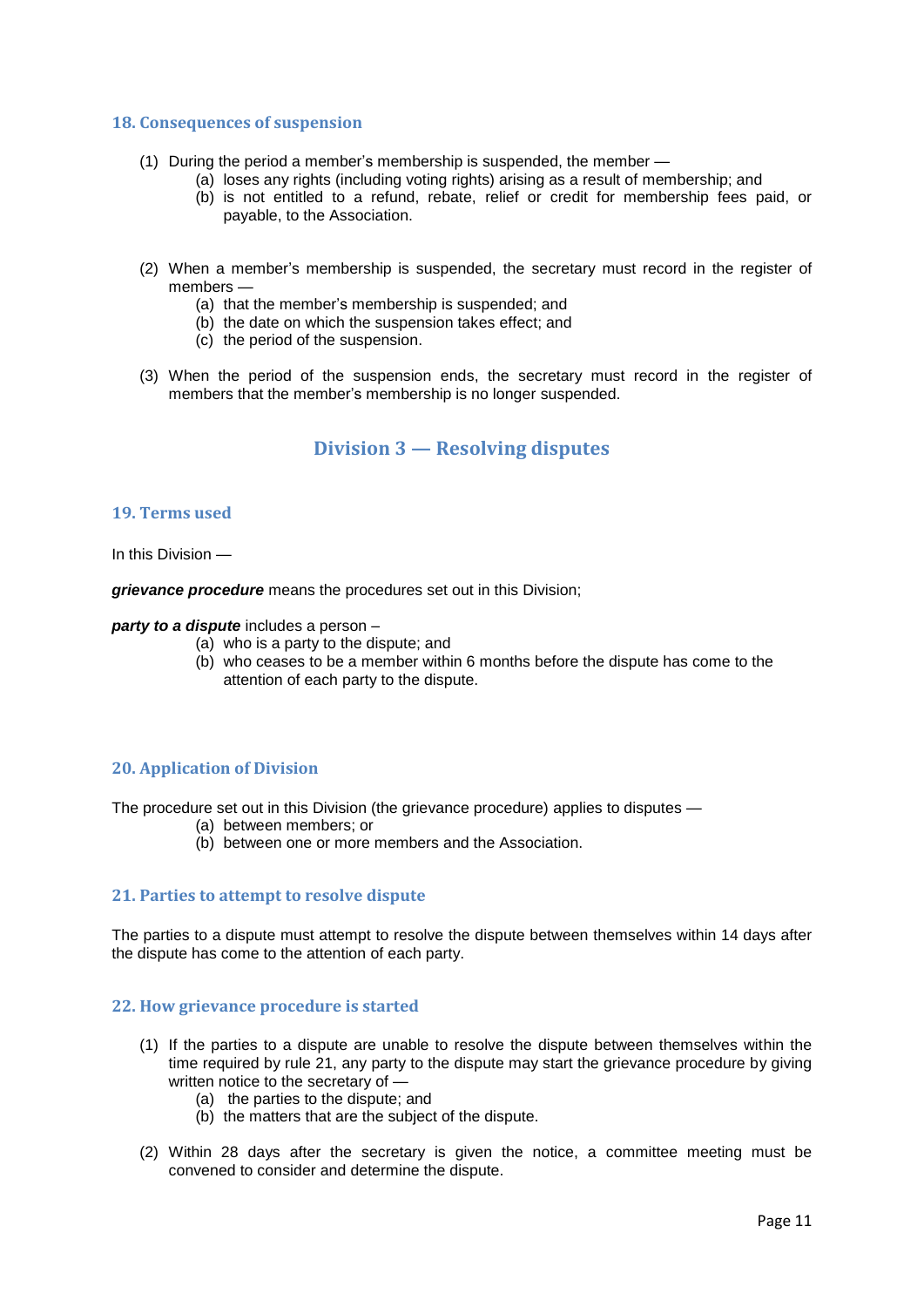### 18. Consequences of suspension

(1) During the period a member's membership is suspended, the member —
   (a) loses any rights (including voting rights) arising as a result of membership; and
   (b) is not entitled to a refund, rebate, relief or credit for membership fees paid, or payable, to the Association.

(2) When a member's membership is suspended, the secretary must record in the register of members —
   (a) that the member's membership is suspended; and
   (b) the date on which the suspension takes effect; and
   (c) the period of the suspension.

(3) When the period of the suspension ends, the secretary must record in the register of members that the member's membership is no longer suspended.

## Division 3 — Resolving disputes

### 19. Terms used

In this Division —

***grievance procedure*** means the procedures set out in this Division;

***party to a dispute*** includes a person –
   (a) who is a party to the dispute; and
   (b) who ceases to be a member within 6 months before the dispute has come to the attention of each party to the dispute.

### 20. Application of Division

The procedure set out in this Division (the grievance procedure) applies to disputes —
   (a) between members; or
   (b) between one or more members and the Association.

### 21. Parties to attempt to resolve dispute

The parties to a dispute must attempt to resolve the dispute between themselves within 14 days after the dispute has come to the attention of each party.

### 22. How grievance procedure is started

(1) If the parties to a dispute are unable to resolve the dispute between themselves within the time required by rule 21, any party to the dispute may start the grievance procedure by giving written notice to the secretary of —
   (a) the parties to the dispute; and
   (b) the matters that are the subject of the dispute.

(2) Within 28 days after the secretary is given the notice, a committee meeting must be convened to consider and determine the dispute.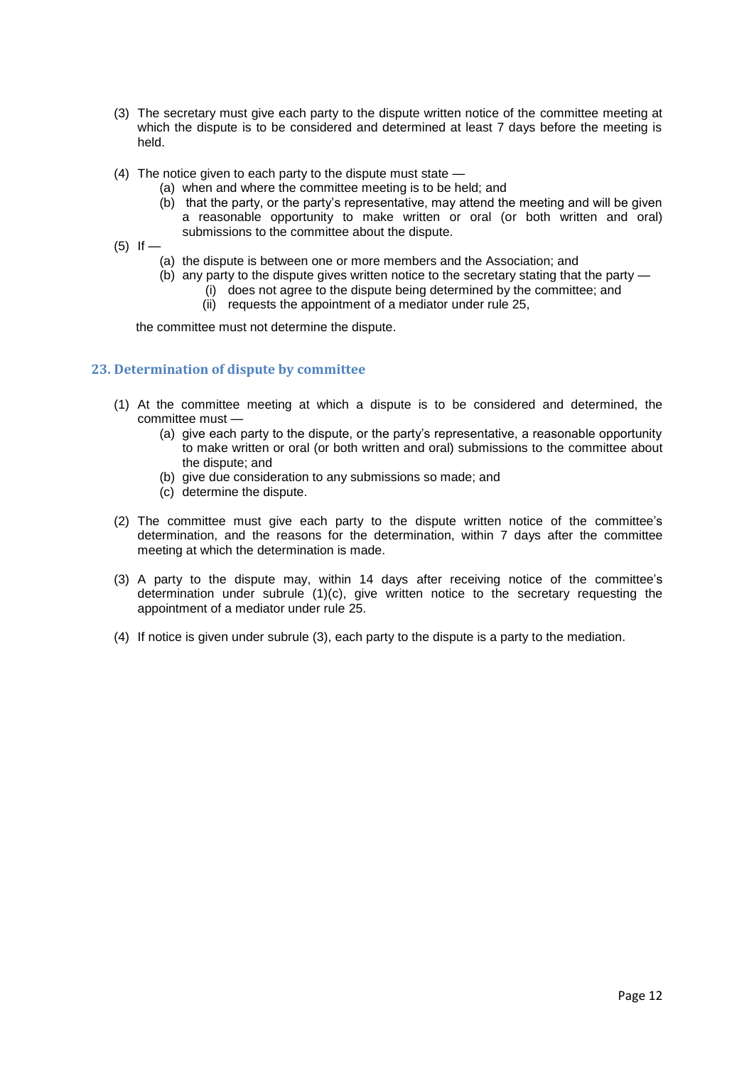(3) The secretary must give each party to the dispute written notice of the committee meeting at which the dispute is to be considered and determined at least 7 days before the meeting is held.

(4) The notice given to each party to the dispute must state —
   - (a) when and where the committee meeting is to be held; and
   - (b) that the party, or the party's representative, may attend the meeting and will be given a reasonable opportunity to make written or oral (or both written and oral) submissions to the committee about the dispute.

(5) If —
   - (a) the dispute is between one or more members and the Association; and
   - (b) any party to the dispute gives written notice to the secretary stating that the party —
     - (i) does not agree to the dispute being determined by the committee; and
     - (ii) requests the appointment of a mediator under rule 25,

   the committee must not determine the dispute.

## 23. Determination of dispute by committee

(1) At the committee meeting at which a dispute is to be considered and determined, the committee must —
   - (a) give each party to the dispute, or the party's representative, a reasonable opportunity to make written or oral (or both written and oral) submissions to the committee about the dispute; and
   - (b) give due consideration to any submissions so made; and
   - (c) determine the dispute.

(2) The committee must give each party to the dispute written notice of the committee's determination, and the reasons for the determination, within 7 days after the committee meeting at which the determination is made.

(3) A party to the dispute may, within 14 days after receiving notice of the committee's determination under subrule (1)(c), give written notice to the secretary requesting the appointment of a mediator under rule 25.

(4) If notice is given under subrule (3), each party to the dispute is a party to the mediation.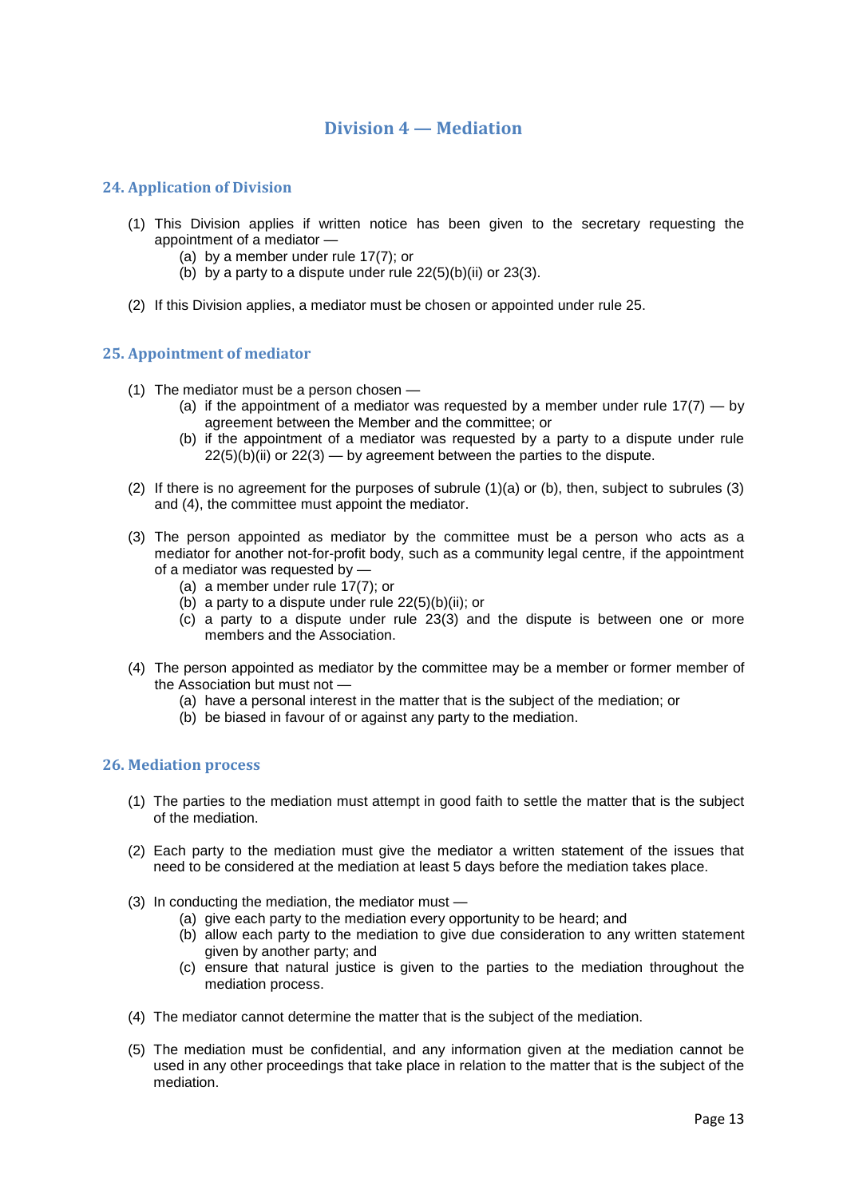## Division 4 — Mediation

### 24. Application of Division

(1) This Division applies if written notice has been given to the secretary requesting the appointment of a mediator —

- (a) by a member under rule 17(7); or
- (b) by a party to a dispute under rule 22(5)(b)(ii) or 23(3).

(2) If this Division applies, a mediator must be chosen or appointed under rule 25.

### 25. Appointment of mediator

(1) The mediator must be a person chosen —

- (a) if the appointment of a mediator was requested by a member under rule 17(7) — by agreement between the Member and the committee; or
- (b) if the appointment of a mediator was requested by a party to a dispute under rule 22(5)(b)(ii) or 22(3) — by agreement between the parties to the dispute.

(2) If there is no agreement for the purposes of subrule (1)(a) or (b), then, subject to subrules (3) and (4), the committee must appoint the mediator.

(3) The person appointed as mediator by the committee must be a person who acts as a mediator for another not-for-profit body, such as a community legal centre, if the appointment of a mediator was requested by —

- (a) a member under rule 17(7); or
- (b) a party to a dispute under rule 22(5)(b)(ii); or
- (c) a party to a dispute under rule 23(3) and the dispute is between one or more members and the Association.

(4) The person appointed as mediator by the committee may be a member or former member of the Association but must not —

- (a) have a personal interest in the matter that is the subject of the mediation; or
- (b) be biased in favour of or against any party to the mediation.

### 26. Mediation process

(1) The parties to the mediation must attempt in good faith to settle the matter that is the subject of the mediation.

(2) Each party to the mediation must give the mediator a written statement of the issues that need to be considered at the mediation at least 5 days before the mediation takes place.

(3) In conducting the mediation, the mediator must —

- (a) give each party to the mediation every opportunity to be heard; and
- (b) allow each party to the mediation to give due consideration to any written statement given by another party; and
- (c) ensure that natural justice is given to the parties to the mediation throughout the mediation process.

(4) The mediator cannot determine the matter that is the subject of the mediation.

(5) The mediation must be confidential, and any information given at the mediation cannot be used in any other proceedings that take place in relation to the matter that is the subject of the mediation.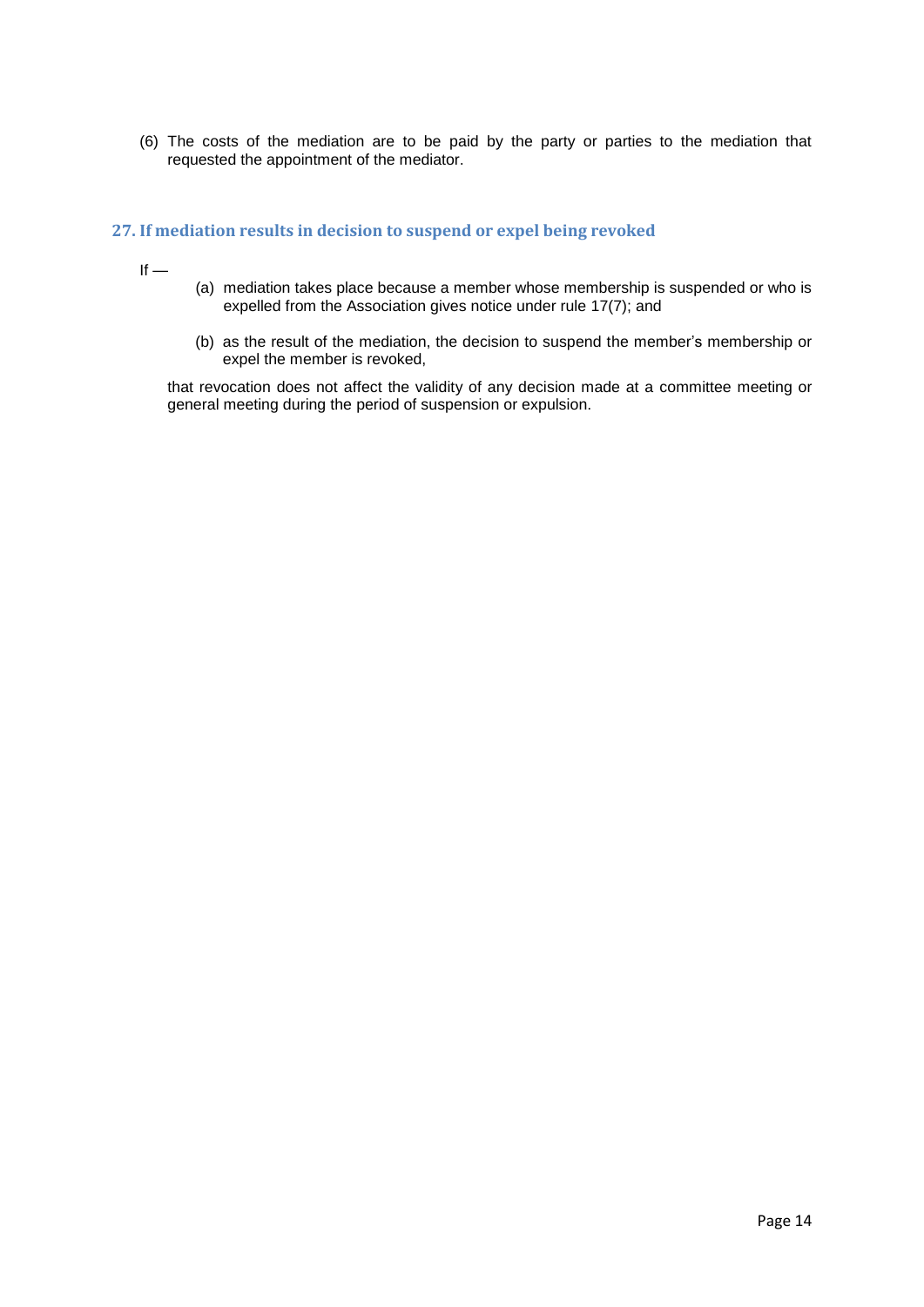(6) The costs of the mediation are to be paid by the party or parties to the mediation that requested the appointment of the mediator.

## 27. If mediation results in decision to suspend or expel being revoked

If —

(a) mediation takes place because a member whose membership is suspended or who is expelled from the Association gives notice under rule 17(7); and

(b) as the result of the mediation, the decision to suspend the member's membership or expel the member is revoked,

that revocation does not affect the validity of any decision made at a committee meeting or general meeting during the period of suspension or expulsion.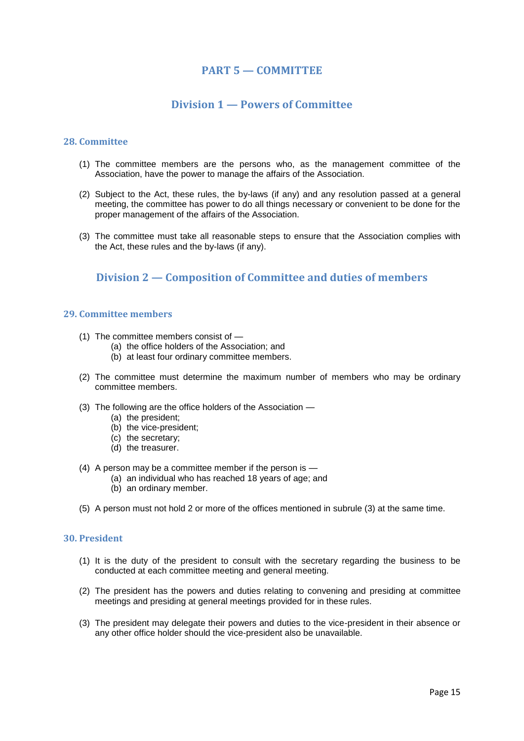# PART 5 — COMMITTEE

## Division 1 — Powers of Committee

### 28. Committee

(1) The committee members are the persons who, as the management committee of the Association, have the power to manage the affairs of the Association.

(2) Subject to the Act, these rules, the by-laws (if any) and any resolution passed at a general meeting, the committee has power to do all things necessary or convenient to be done for the proper management of the affairs of the Association.

(3) The committee must take all reasonable steps to ensure that the Association complies with the Act, these rules and the by-laws (if any).

## Division 2 — Composition of Committee and duties of members

### 29. Committee members

(1) The committee members consist of —
  (a) the office holders of the Association; and
  (b) at least four ordinary committee members.

(2) The committee must determine the maximum number of members who may be ordinary committee members.

(3) The following are the office holders of the Association —
  (a) the president;
  (b) the vice-president;
  (c) the secretary;
  (d) the treasurer.

(4) A person may be a committee member if the person is —
  (a) an individual who has reached 18 years of age; and
  (b) an ordinary member.

(5) A person must not hold 2 or more of the offices mentioned in subrule (3) at the same time.

### 30. President

(1) It is the duty of the president to consult with the secretary regarding the business to be conducted at each committee meeting and general meeting.

(2) The president has the powers and duties relating to convening and presiding at committee meetings and presiding at general meetings provided for in these rules.

(3) The president may delegate their powers and duties to the vice-president in their absence or any other office holder should the vice-president also be unavailable.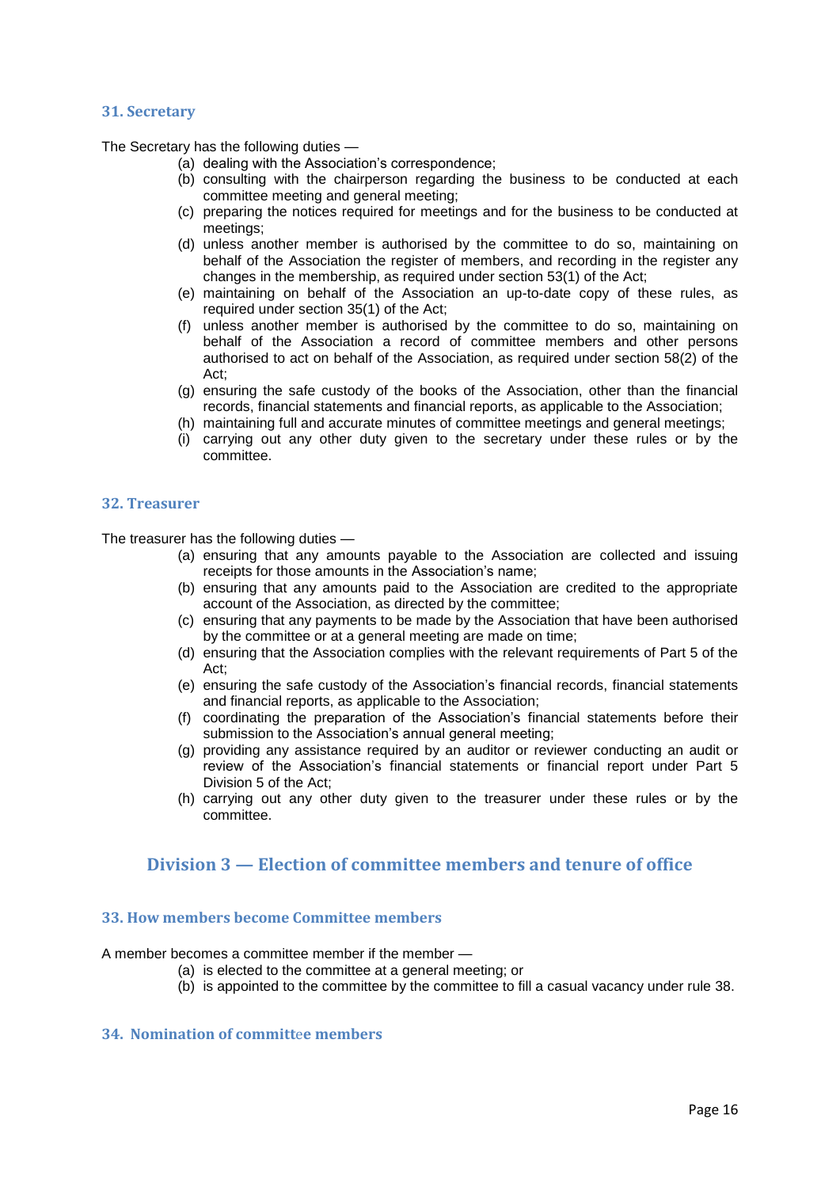### 31. Secretary

The Secretary has the following duties —

(a) dealing with the Association's correspondence;
(b) consulting with the chairperson regarding the business to be conducted at each committee meeting and general meeting;
(c) preparing the notices required for meetings and for the business to be conducted at meetings;
(d) unless another member is authorised by the committee to do so, maintaining on behalf of the Association the register of members, and recording in the register any changes in the membership, as required under section 53(1) of the Act;
(e) maintaining on behalf of the Association an up-to-date copy of these rules, as required under section 35(1) of the Act;
(f) unless another member is authorised by the committee to do so, maintaining on behalf of the Association a record of committee members and other persons authorised to act on behalf of the Association, as required under section 58(2) of the Act;
(g) ensuring the safe custody of the books of the Association, other than the financial records, financial statements and financial reports, as applicable to the Association;
(h) maintaining full and accurate minutes of committee meetings and general meetings;
(i) carrying out any other duty given to the secretary under these rules or by the committee.

### 32. Treasurer

The treasurer has the following duties —

(a) ensuring that any amounts payable to the Association are collected and issuing receipts for those amounts in the Association's name;
(b) ensuring that any amounts paid to the Association are credited to the appropriate account of the Association, as directed by the committee;
(c) ensuring that any payments to be made by the Association that have been authorised by the committee or at a general meeting are made on time;
(d) ensuring that the Association complies with the relevant requirements of Part 5 of the Act;
(e) ensuring the safe custody of the Association's financial records, financial statements and financial reports, as applicable to the Association;
(f) coordinating the preparation of the Association's financial statements before their submission to the Association's annual general meeting;
(g) providing any assistance required by an auditor or reviewer conducting an audit or review of the Association's financial statements or financial report under Part 5 Division 5 of the Act;
(h) carrying out any other duty given to the treasurer under these rules or by the committee.

## Division 3 — Election of committee members and tenure of office

### 33. How members become Committee members

A member becomes a committee member if the member —

(a) is elected to the committee at a general meeting; or
(b) is appointed to the committee by the committee to fill a casual vacancy under rule 38.

### 34. Nomination of committee members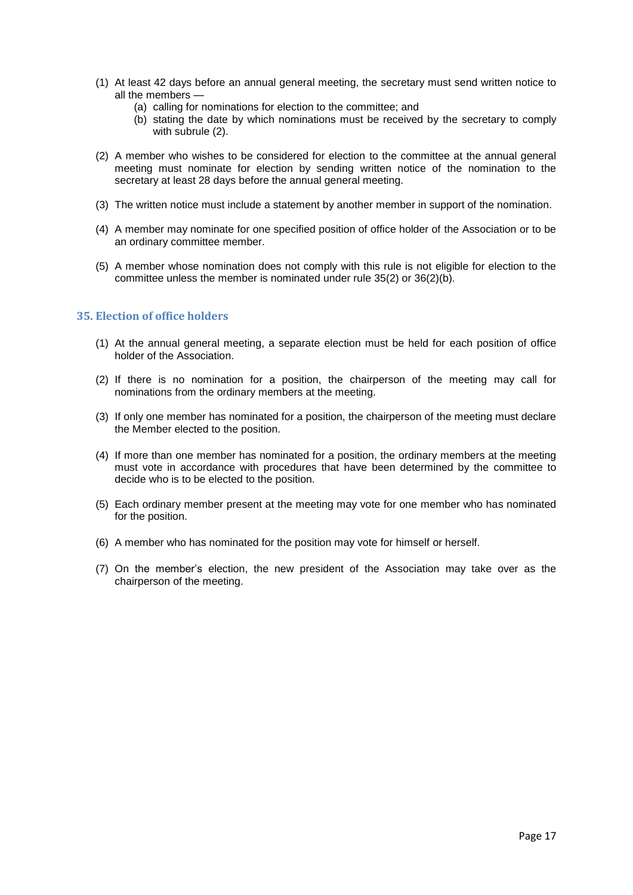(1) At least 42 days before an annual general meeting, the secretary must send written notice to all the members —
   (a) calling for nominations for election to the committee; and
   (b) stating the date by which nominations must be received by the secretary to comply with subrule (2).

(2) A member who wishes to be considered for election to the committee at the annual general meeting must nominate for election by sending written notice of the nomination to the secretary at least 28 days before the annual general meeting.

(3) The written notice must include a statement by another member in support of the nomination.

(4) A member may nominate for one specified position of office holder of the Association or to be an ordinary committee member.

(5) A member whose nomination does not comply with this rule is not eligible for election to the committee unless the member is nominated under rule 35(2) or 36(2)(b).

### 35. Election of office holders

(1) At the annual general meeting, a separate election must be held for each position of office holder of the Association.

(2) If there is no nomination for a position, the chairperson of the meeting may call for nominations from the ordinary members at the meeting.

(3) If only one member has nominated for a position, the chairperson of the meeting must declare the Member elected to the position.

(4) If more than one member has nominated for a position, the ordinary members at the meeting must vote in accordance with procedures that have been determined by the committee to decide who is to be elected to the position.

(5) Each ordinary member present at the meeting may vote for one member who has nominated for the position.

(6) A member who has nominated for the position may vote for himself or herself.

(7) On the member's election, the new president of the Association may take over as the chairperson of the meeting.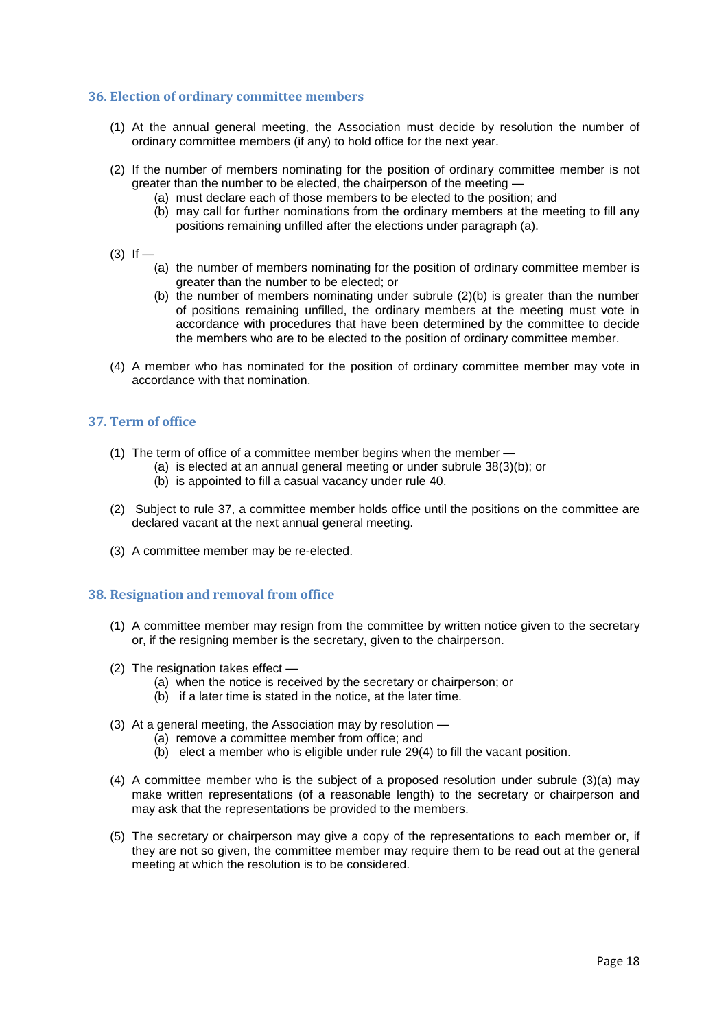### 36. Election of ordinary committee members

(1) At the annual general meeting, the Association must decide by resolution the number of ordinary committee members (if any) to hold office for the next year.

(2) If the number of members nominating for the position of ordinary committee member is not greater than the number to be elected, the chairperson of the meeting —
  (a) must declare each of those members to be elected to the position; and
  (b) may call for further nominations from the ordinary members at the meeting to fill any positions remaining unfilled after the elections under paragraph (a).

(3) If —
  (a) the number of members nominating for the position of ordinary committee member is greater than the number to be elected; or
  (b) the number of members nominating under subrule (2)(b) is greater than the number of positions remaining unfilled, the ordinary members at the meeting must vote in accordance with procedures that have been determined by the committee to decide the members who are to be elected to the position of ordinary committee member.

(4) A member who has nominated for the position of ordinary committee member may vote in accordance with that nomination.

### 37. Term of office

(1) The term of office of a committee member begins when the member —
  (a) is elected at an annual general meeting or under subrule 38(3)(b); or
  (b) is appointed to fill a casual vacancy under rule 40.

(2) Subject to rule 37, a committee member holds office until the positions on the committee are declared vacant at the next annual general meeting.

(3) A committee member may be re-elected.

### 38. Resignation and removal from office

(1) A committee member may resign from the committee by written notice given to the secretary or, if the resigning member is the secretary, given to the chairperson.

(2) The resignation takes effect —
  (a) when the notice is received by the secretary or chairperson; or
  (b) if a later time is stated in the notice, at the later time.

(3) At a general meeting, the Association may by resolution —
  (a) remove a committee member from office; and
  (b) elect a member who is eligible under rule 29(4) to fill the vacant position.

(4) A committee member who is the subject of a proposed resolution under subrule (3)(a) may make written representations (of a reasonable length) to the secretary or chairperson and may ask that the representations be provided to the members.

(5) The secretary or chairperson may give a copy of the representations to each member or, if they are not so given, the committee member may require them to be read out at the general meeting at which the resolution is to be considered.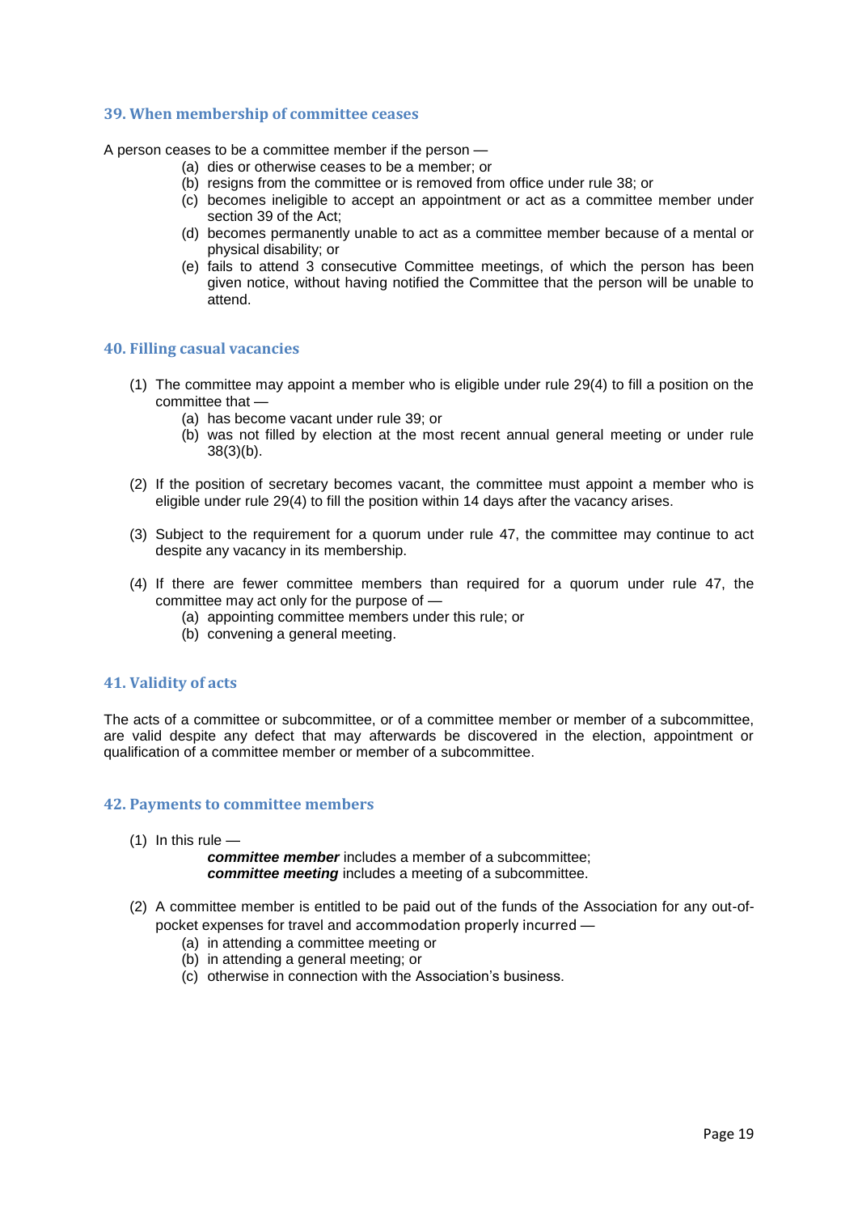## 39. When membership of committee ceases

A person ceases to be a committee member if the person —

- (a) dies or otherwise ceases to be a member; or
- (b) resigns from the committee or is removed from office under rule 38; or
- (c) becomes ineligible to accept an appointment or act as a committee member under section 39 of the Act;
- (d) becomes permanently unable to act as a committee member because of a mental or physical disability; or
- (e) fails to attend 3 consecutive Committee meetings, of which the person has been given notice, without having notified the Committee that the person will be unable to attend.

## 40. Filling casual vacancies

(1) The committee may appoint a member who is eligible under rule 29(4) to fill a position on the committee that —

- (a) has become vacant under rule 39; or
- (b) was not filled by election at the most recent annual general meeting or under rule 38(3)(b).

(2) If the position of secretary becomes vacant, the committee must appoint a member who is eligible under rule 29(4) to fill the position within 14 days after the vacancy arises.

(3) Subject to the requirement for a quorum under rule 47, the committee may continue to act despite any vacancy in its membership.

(4) If there are fewer committee members than required for a quorum under rule 47, the committee may act only for the purpose of —

- (a) appointing committee members under this rule; or
- (b) convening a general meeting.

## 41. Validity of acts

The acts of a committee or subcommittee, or of a committee member or member of a subcommittee, are valid despite any defect that may afterwards be discovered in the election, appointment or qualification of a committee member or member of a subcommittee.

## 42. Payments to committee members

(1) In this rule —

***committee member*** includes a member of a subcommittee;
***committee meeting*** includes a meeting of a subcommittee.

(2) A committee member is entitled to be paid out of the funds of the Association for any out-of-pocket expenses for travel and accommodation properly incurred —

- (a) in attending a committee meeting or
- (b) in attending a general meeting; or
- (c) otherwise in connection with the Association's business.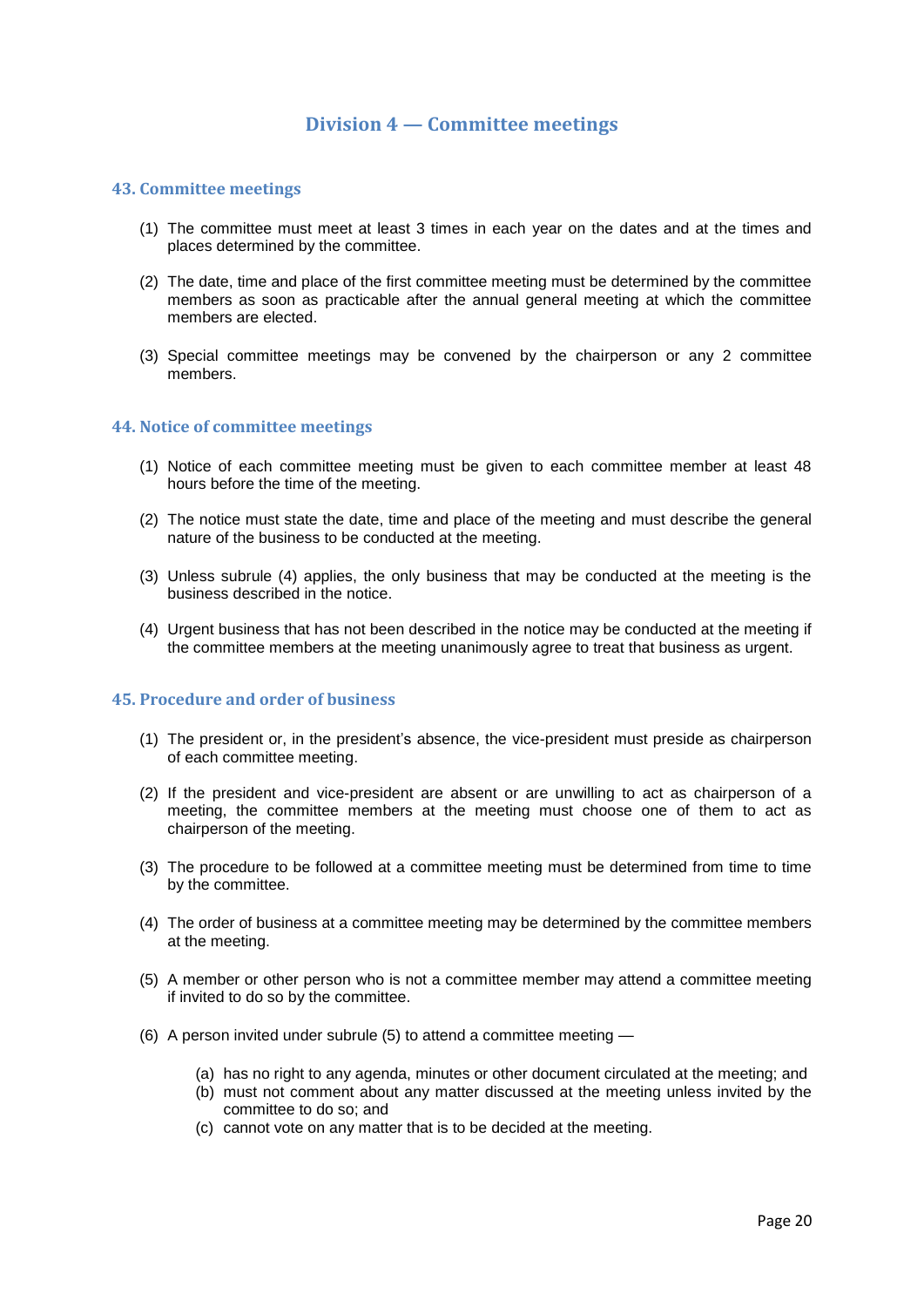## Division 4 — Committee meetings

### 43. Committee meetings

(1) The committee must meet at least 3 times in each year on the dates and at the times and places determined by the committee.

(2) The date, time and place of the first committee meeting must be determined by the committee members as soon as practicable after the annual general meeting at which the committee members are elected.

(3) Special committee meetings may be convened by the chairperson or any 2 committee members.

### 44. Notice of committee meetings

(1) Notice of each committee meeting must be given to each committee member at least 48 hours before the time of the meeting.

(2) The notice must state the date, time and place of the meeting and must describe the general nature of the business to be conducted at the meeting.

(3) Unless subrule (4) applies, the only business that may be conducted at the meeting is the business described in the notice.

(4) Urgent business that has not been described in the notice may be conducted at the meeting if the committee members at the meeting unanimously agree to treat that business as urgent.

### 45. Procedure and order of business

(1) The president or, in the president's absence, the vice-president must preside as chairperson of each committee meeting.

(2) If the president and vice-president are absent or are unwilling to act as chairperson of a meeting, the committee members at the meeting must choose one of them to act as chairperson of the meeting.

(3) The procedure to be followed at a committee meeting must be determined from time to time by the committee.

(4) The order of business at a committee meeting may be determined by the committee members at the meeting.

(5) A member or other person who is not a committee member may attend a committee meeting if invited to do so by the committee.

(6) A person invited under subrule (5) to attend a committee meeting —

  (a) has no right to any agenda, minutes or other document circulated at the meeting; and
  (b) must not comment about any matter discussed at the meeting unless invited by the committee to do so; and
  (c) cannot vote on any matter that is to be decided at the meeting.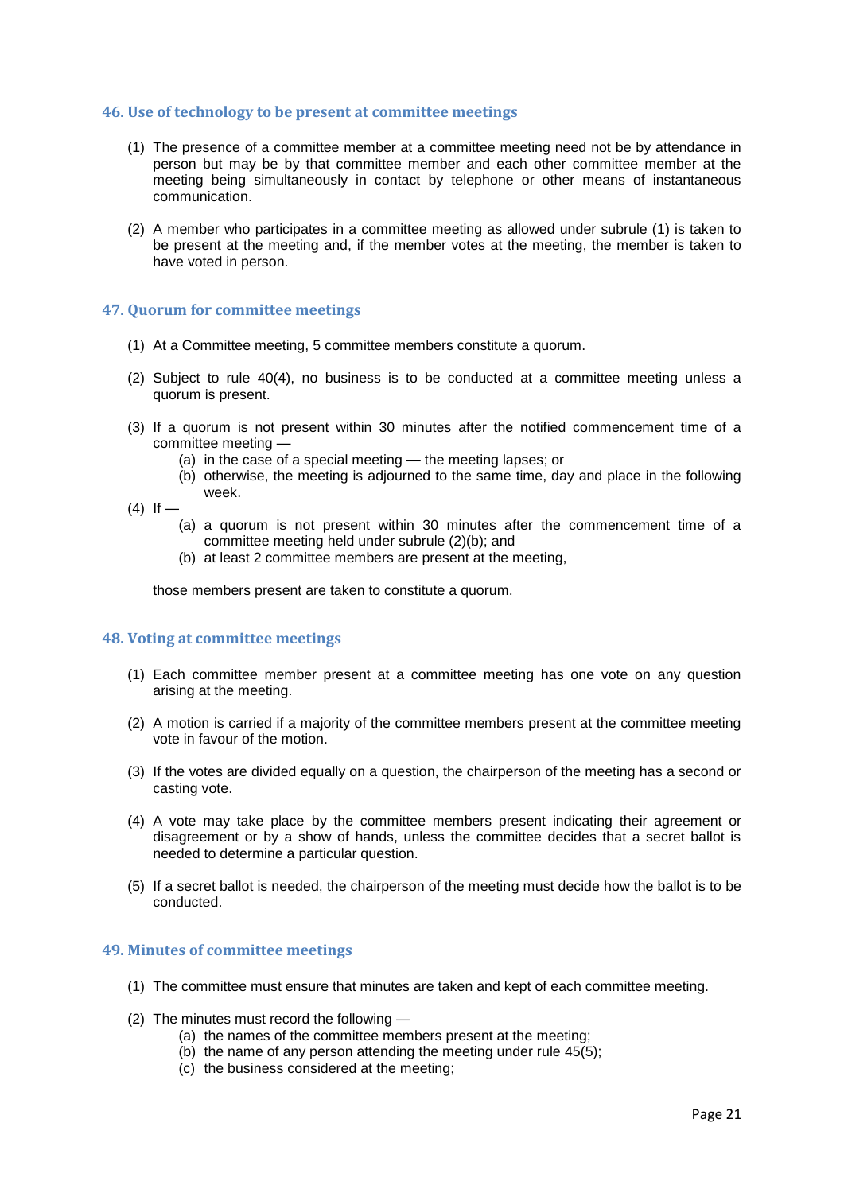## 46. Use of technology to be present at committee meetings

(1) The presence of a committee member at a committee meeting need not be by attendance in person but may be by that committee member and each other committee member at the meeting being simultaneously in contact by telephone or other means of instantaneous communication.

(2) A member who participates in a committee meeting as allowed under subrule (1) is taken to be present at the meeting and, if the member votes at the meeting, the member is taken to have voted in person.

## 47. Quorum for committee meetings

(1) At a Committee meeting, 5 committee members constitute a quorum.

(2) Subject to rule 40(4), no business is to be conducted at a committee meeting unless a quorum is present.

(3) If a quorum is not present within 30 minutes after the notified commencement time of a committee meeting —
   - (a) in the case of a special meeting — the meeting lapses; or
   - (b) otherwise, the meeting is adjourned to the same time, day and place in the following week.

(4) If —
   - (a) a quorum is not present within 30 minutes after the commencement time of a committee meeting held under subrule (2)(b); and
   - (b) at least 2 committee members are present at the meeting,

   those members present are taken to constitute a quorum.

## 48. Voting at committee meetings

(1) Each committee member present at a committee meeting has one vote on any question arising at the meeting.

(2) A motion is carried if a majority of the committee members present at the committee meeting vote in favour of the motion.

(3) If the votes are divided equally on a question, the chairperson of the meeting has a second or casting vote.

(4) A vote may take place by the committee members present indicating their agreement or disagreement or by a show of hands, unless the committee decides that a secret ballot is needed to determine a particular question.

(5) If a secret ballot is needed, the chairperson of the meeting must decide how the ballot is to be conducted.

## 49. Minutes of committee meetings

(1) The committee must ensure that minutes are taken and kept of each committee meeting.

(2) The minutes must record the following —
   - (a) the names of the committee members present at the meeting;
   - (b) the name of any person attending the meeting under rule 45(5);
   - (c) the business considered at the meeting;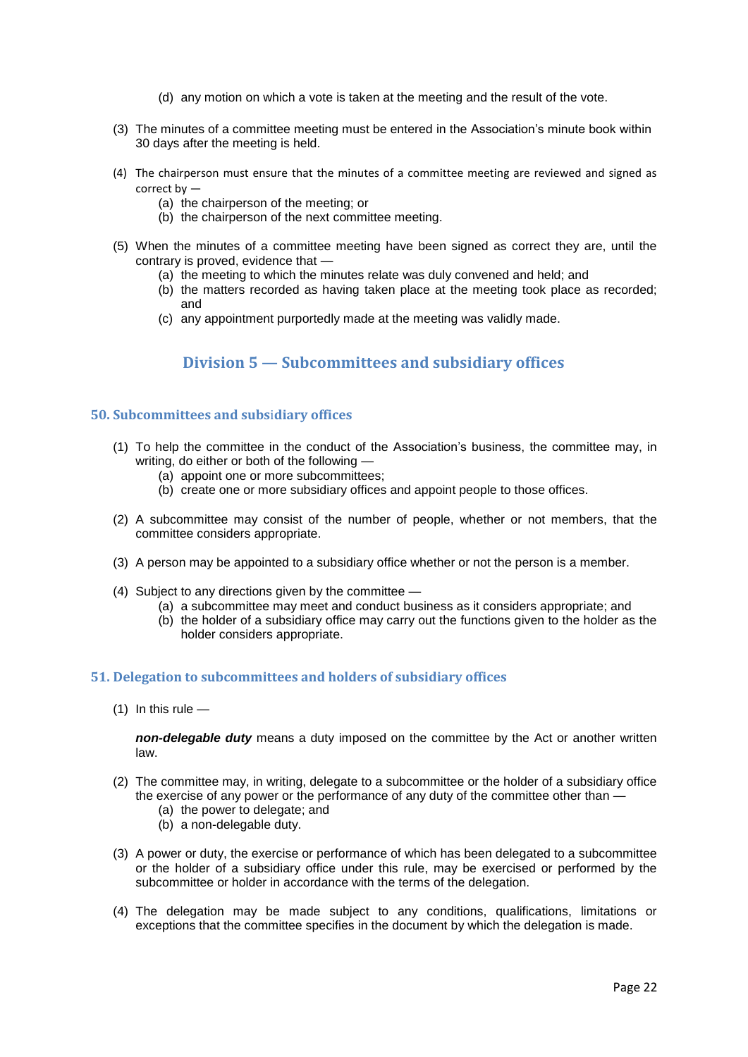(d) any motion on which a vote is taken at the meeting and the result of the vote.

(3) The minutes of a committee meeting must be entered in the Association's minute book within 30 days after the meeting is held.

(4) The chairperson must ensure that the minutes of a committee meeting are reviewed and signed as correct by —

(a) the chairperson of the meeting; or

(b) the chairperson of the next committee meeting.

(5) When the minutes of a committee meeting have been signed as correct they are, until the contrary is proved, evidence that —

(a) the meeting to which the minutes relate was duly convened and held; and

(b) the matters recorded as having taken place at the meeting took place as recorded; and

(c) any appointment purportedly made at the meeting was validly made.

## Division 5 — Subcommittees and subsidiary offices

### 50. Subcommittees and subsidiary offices

(1) To help the committee in the conduct of the Association's business, the committee may, in writing, do either or both of the following —

(a) appoint one or more subcommittees;

(b) create one or more subsidiary offices and appoint people to those offices.

(2) A subcommittee may consist of the number of people, whether or not members, that the committee considers appropriate.

(3) A person may be appointed to a subsidiary office whether or not the person is a member.

(4) Subject to any directions given by the committee —

(a) a subcommittee may meet and conduct business as it considers appropriate; and

(b) the holder of a subsidiary office may carry out the functions given to the holder as the holder considers appropriate.

### 51. Delegation to subcommittees and holders of subsidiary offices

(1) In this rule —

***non-delegable duty*** means a duty imposed on the committee by the Act or another written law.

(2) The committee may, in writing, delegate to a subcommittee or the holder of a subsidiary office the exercise of any power or the performance of any duty of the committee other than —

(a) the power to delegate; and

(b) a non-delegable duty.

(3) A power or duty, the exercise or performance of which has been delegated to a subcommittee or the holder of a subsidiary office under this rule, may be exercised or performed by the subcommittee or holder in accordance with the terms of the delegation.

(4) The delegation may be made subject to any conditions, qualifications, limitations or exceptions that the committee specifies in the document by which the delegation is made.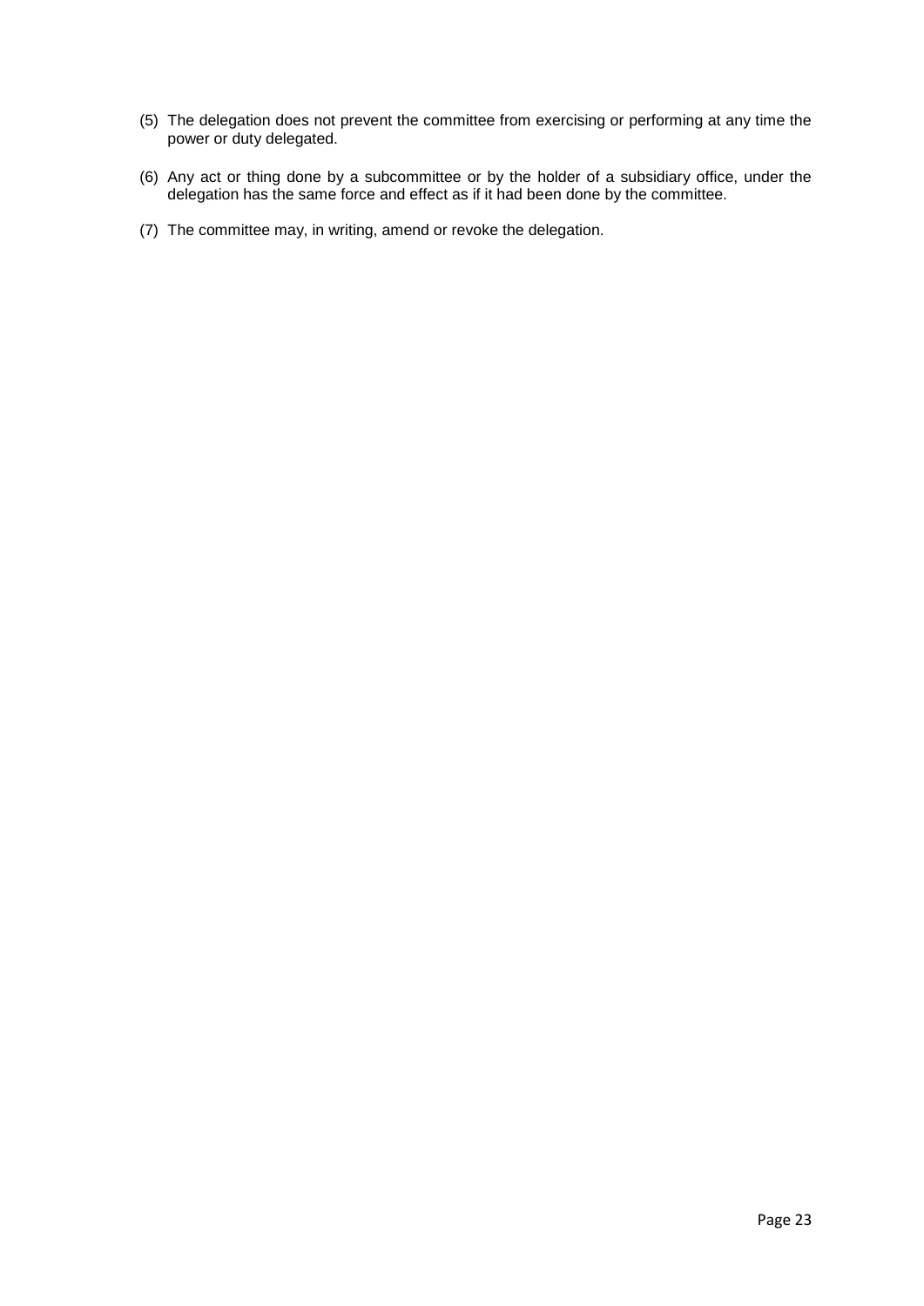(5) The delegation does not prevent the committee from exercising or performing at any time the power or duty delegated.

(6) Any act or thing done by a subcommittee or by the holder of a subsidiary office, under the delegation has the same force and effect as if it had been done by the committee.

(7) The committee may, in writing, amend or revoke the delegation.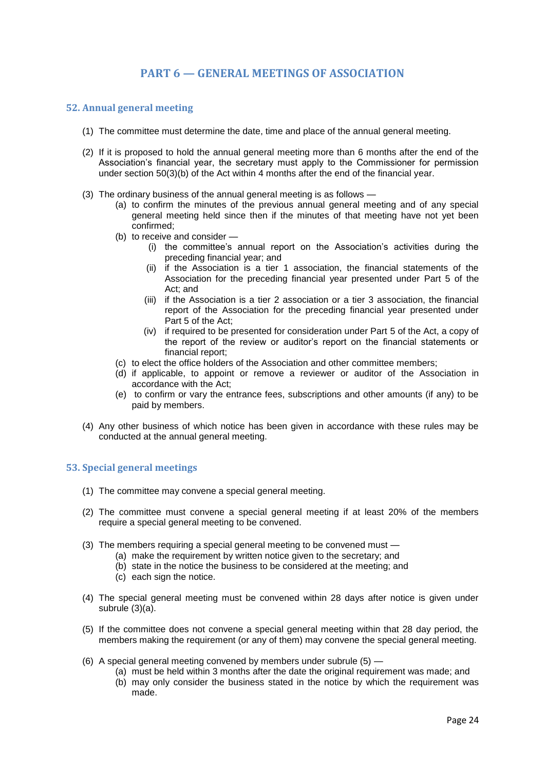# PART 6 — GENERAL MEETINGS OF ASSOCIATION

## 52. Annual general meeting

(1) The committee must determine the date, time and place of the annual general meeting.

(2) If it is proposed to hold the annual general meeting more than 6 months after the end of the Association's financial year, the secretary must apply to the Commissioner for permission under section 50(3)(b) of the Act within 4 months after the end of the financial year.

(3) The ordinary business of the annual general meeting is as follows —

- (a) to confirm the minutes of the previous annual general meeting and of any special general meeting held since then if the minutes of that meeting have not yet been confirmed;
- (b) to receive and consider —
  - (i) the committee's annual report on the Association's activities during the preceding financial year; and
  - (ii) if the Association is a tier 1 association, the financial statements of the Association for the preceding financial year presented under Part 5 of the Act; and
  - (iii) if the Association is a tier 2 association or a tier 3 association, the financial report of the Association for the preceding financial year presented under Part 5 of the Act;
  - (iv) if required to be presented for consideration under Part 5 of the Act, a copy of the report of the review or auditor's report on the financial statements or financial report;
- (c) to elect the office holders of the Association and other committee members;
- (d) if applicable, to appoint or remove a reviewer or auditor of the Association in accordance with the Act;
- (e) to confirm or vary the entrance fees, subscriptions and other amounts (if any) to be paid by members.

(4) Any other business of which notice has been given in accordance with these rules may be conducted at the annual general meeting.

## 53. Special general meetings

(1) The committee may convene a special general meeting.

(2) The committee must convene a special general meeting if at least 20% of the members require a special general meeting to be convened.

(3) The members requiring a special general meeting to be convened must —

- (a) make the requirement by written notice given to the secretary; and
- (b) state in the notice the business to be considered at the meeting; and
- (c) each sign the notice.

(4) The special general meeting must be convened within 28 days after notice is given under subrule (3)(a).

(5) If the committee does not convene a special general meeting within that 28 day period, the members making the requirement (or any of them) may convene the special general meeting.

(6) A special general meeting convened by members under subrule (5) —

- (a) must be held within 3 months after the date the original requirement was made; and
- (b) may only consider the business stated in the notice by which the requirement was made.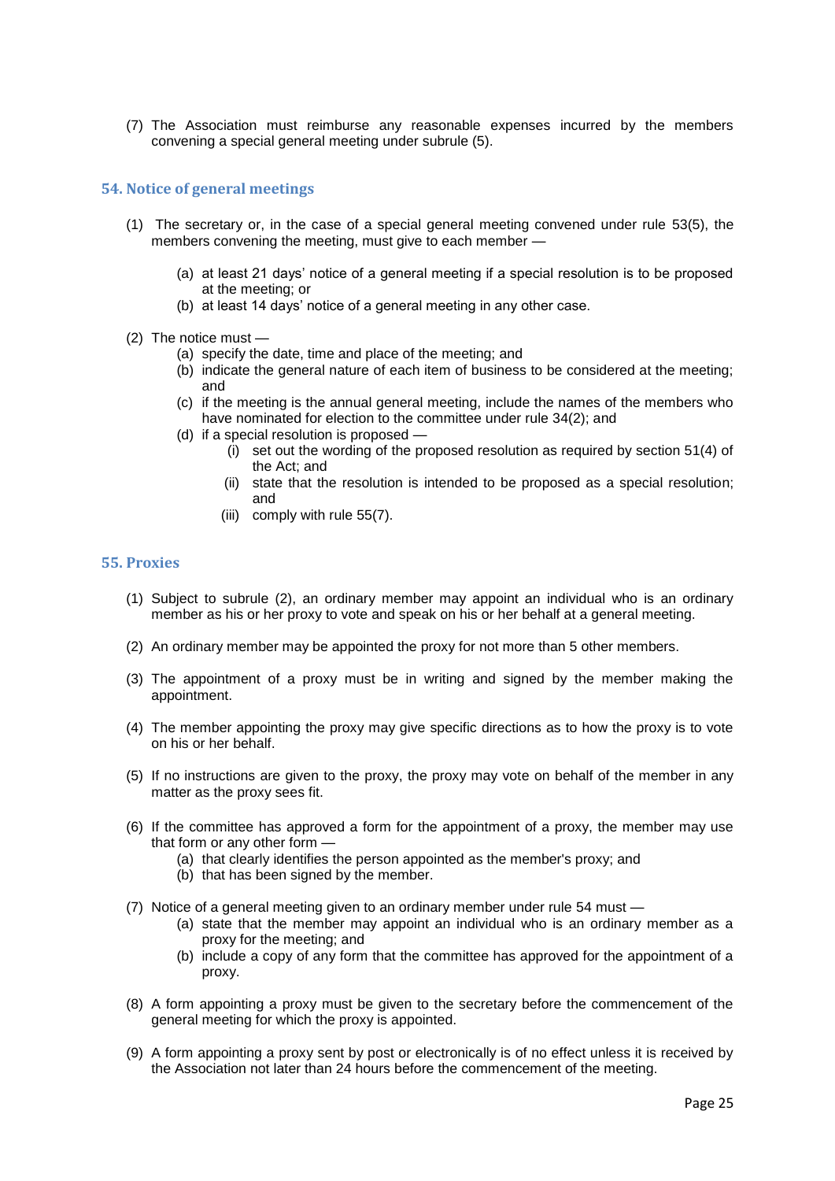(7) The Association must reimburse any reasonable expenses incurred by the members convening a special general meeting under subrule (5).

## 54. Notice of general meetings

(1) The secretary or, in the case of a special general meeting convened under rule 53(5), the members convening the meeting, must give to each member —

- (a) at least 21 days' notice of a general meeting if a special resolution is to be proposed at the meeting; or
- (b) at least 14 days' notice of a general meeting in any other case.

(2) The notice must —

- (a) specify the date, time and place of the meeting; and
- (b) indicate the general nature of each item of business to be considered at the meeting; and
- (c) if the meeting is the annual general meeting, include the names of the members who have nominated for election to the committee under rule 34(2); and
- (d) if a special resolution is proposed —
  - (i) set out the wording of the proposed resolution as required by section 51(4) of the Act; and
  - (ii) state that the resolution is intended to be proposed as a special resolution; and
  - (iii) comply with rule 55(7).

## 55. Proxies

(1) Subject to subrule (2), an ordinary member may appoint an individual who is an ordinary member as his or her proxy to vote and speak on his or her behalf at a general meeting.

(2) An ordinary member may be appointed the proxy for not more than 5 other members.

(3) The appointment of a proxy must be in writing and signed by the member making the appointment.

(4) The member appointing the proxy may give specific directions as to how the proxy is to vote on his or her behalf.

(5) If no instructions are given to the proxy, the proxy may vote on behalf of the member in any matter as the proxy sees fit.

(6) If the committee has approved a form for the appointment of a proxy, the member may use that form or any other form —

- (a) that clearly identifies the person appointed as the member's proxy; and
- (b) that has been signed by the member.

(7) Notice of a general meeting given to an ordinary member under rule 54 must —

- (a) state that the member may appoint an individual who is an ordinary member as a proxy for the meeting; and
- (b) include a copy of any form that the committee has approved for the appointment of a proxy.

(8) A form appointing a proxy must be given to the secretary before the commencement of the general meeting for which the proxy is appointed.

(9) A form appointing a proxy sent by post or electronically is of no effect unless it is received by the Association not later than 24 hours before the commencement of the meeting.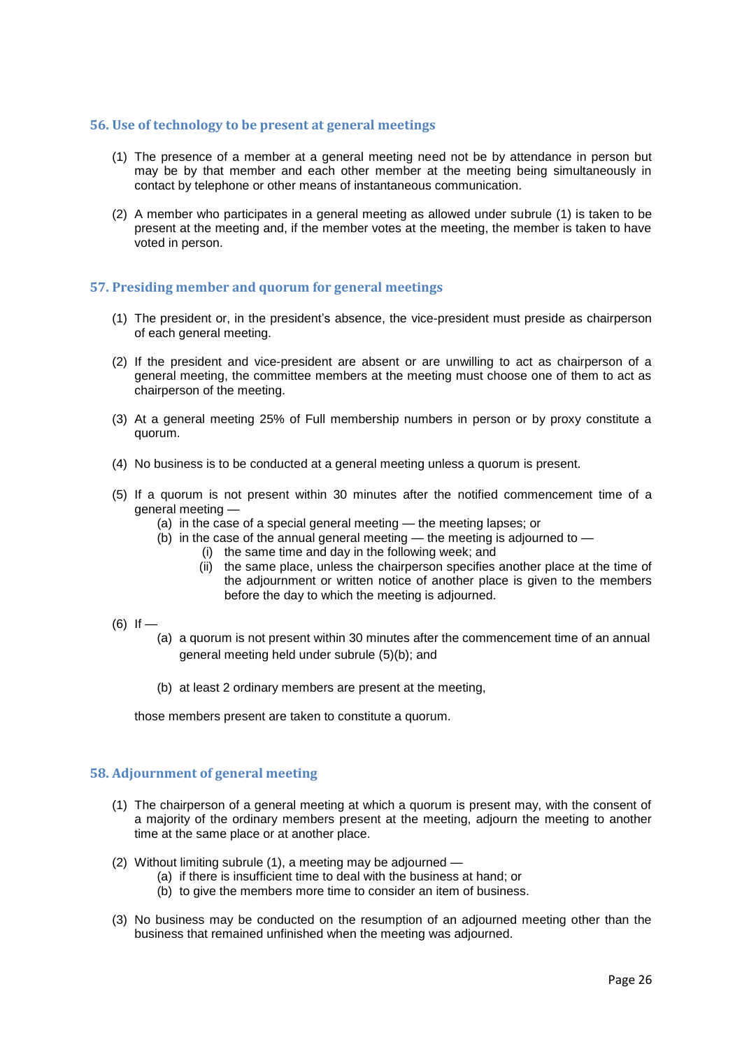### 56. Use of technology to be present at general meetings

(1) The presence of a member at a general meeting need not be by attendance in person but may be by that member and each other member at the meeting being simultaneously in contact by telephone or other means of instantaneous communication.

(2) A member who participates in a general meeting as allowed under subrule (1) is taken to be present at the meeting and, if the member votes at the meeting, the member is taken to have voted in person.

### 57. Presiding member and quorum for general meetings

(1) The president or, in the president's absence, the vice-president must preside as chairperson of each general meeting.

(2) If the president and vice-president are absent or are unwilling to act as chairperson of a general meeting, the committee members at the meeting must choose one of them to act as chairperson of the meeting.

(3) At a general meeting 25% of Full membership numbers in person or by proxy constitute a quorum.

(4) No business is to be conducted at a general meeting unless a quorum is present.

(5) If a quorum is not present within 30 minutes after the notified commencement time of a general meeting —
  - (a) in the case of a special general meeting — the meeting lapses; or
  - (b) in the case of the annual general meeting — the meeting is adjourned to —
    - (i) the same time and day in the following week; and
    - (ii) the same place, unless the chairperson specifies another place at the time of the adjournment or written notice of another place is given to the members before the day to which the meeting is adjourned.

(6) If —
  - (a) a quorum is not present within 30 minutes after the commencement time of an annual general meeting held under subrule (5)(b); and
  - (b) at least 2 ordinary members are present at the meeting,

those members present are taken to constitute a quorum.

### 58. Adjournment of general meeting

(1) The chairperson of a general meeting at which a quorum is present may, with the consent of a majority of the ordinary members present at the meeting, adjourn the meeting to another time at the same place or at another place.

(2) Without limiting subrule (1), a meeting may be adjourned —
  - (a) if there is insufficient time to deal with the business at hand; or
  - (b) to give the members more time to consider an item of business.

(3) No business may be conducted on the resumption of an adjourned meeting other than the business that remained unfinished when the meeting was adjourned.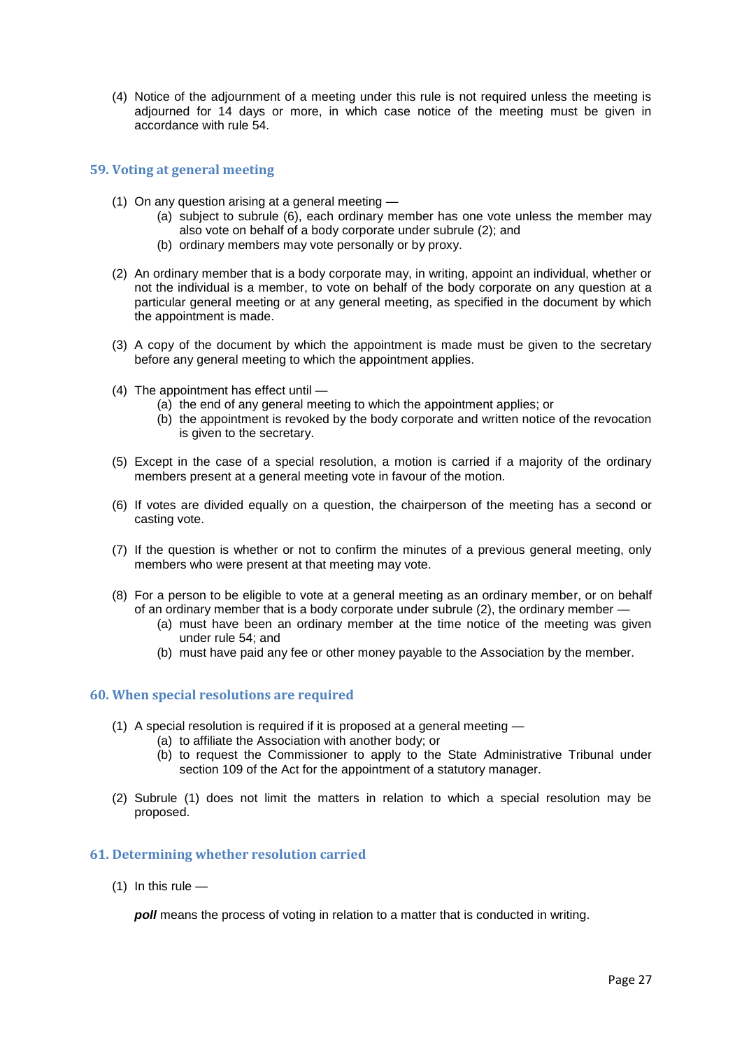(4) Notice of the adjournment of a meeting under this rule is not required unless the meeting is adjourned for 14 days or more, in which case notice of the meeting must be given in accordance with rule 54.

## 59. Voting at general meeting

(1) On any question arising at a general meeting —

  (a) subject to subrule (6), each ordinary member has one vote unless the member may also vote on behalf of a body corporate under subrule (2); and

  (b) ordinary members may vote personally or by proxy.

(2) An ordinary member that is a body corporate may, in writing, appoint an individual, whether or not the individual is a member, to vote on behalf of the body corporate on any question at a particular general meeting or at any general meeting, as specified in the document by which the appointment is made.

(3) A copy of the document by which the appointment is made must be given to the secretary before any general meeting to which the appointment applies.

(4) The appointment has effect until —

  (a) the end of any general meeting to which the appointment applies; or

  (b) the appointment is revoked by the body corporate and written notice of the revocation is given to the secretary.

(5) Except in the case of a special resolution, a motion is carried if a majority of the ordinary members present at a general meeting vote in favour of the motion.

(6) If votes are divided equally on a question, the chairperson of the meeting has a second or casting vote.

(7) If the question is whether or not to confirm the minutes of a previous general meeting, only members who were present at that meeting may vote.

(8) For a person to be eligible to vote at a general meeting as an ordinary member, or on behalf of an ordinary member that is a body corporate under subrule (2), the ordinary member —

  (a) must have been an ordinary member at the time notice of the meeting was given under rule 54; and

  (b) must have paid any fee or other money payable to the Association by the member.

## 60. When special resolutions are required

(1) A special resolution is required if it is proposed at a general meeting —

  (a) to affiliate the Association with another body; or

  (b) to request the Commissioner to apply to the State Administrative Tribunal under section 109 of the Act for the appointment of a statutory manager.

(2) Subrule (1) does not limit the matters in relation to which a special resolution may be proposed.

## 61. Determining whether resolution carried

(1) In this rule —

***poll*** means the process of voting in relation to a matter that is conducted in writing.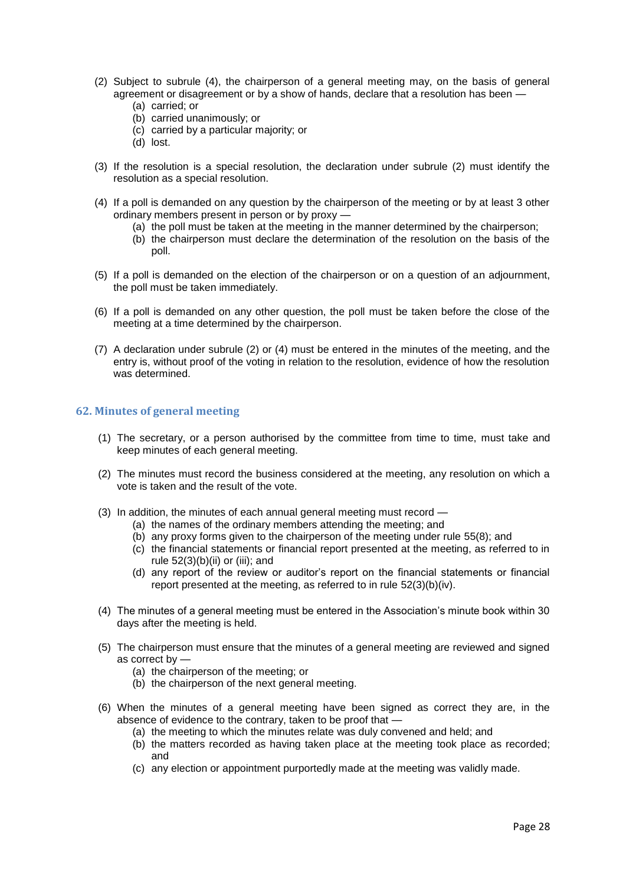(2) Subject to subrule (4), the chairperson of a general meeting may, on the basis of general agreement or disagreement or by a show of hands, declare that a resolution has been —
  (a) carried; or
  (b) carried unanimously; or
  (c) carried by a particular majority; or
  (d) lost.

(3) If the resolution is a special resolution, the declaration under subrule (2) must identify the resolution as a special resolution.

(4) If a poll is demanded on any question by the chairperson of the meeting or by at least 3 other ordinary members present in person or by proxy —
  (a) the poll must be taken at the meeting in the manner determined by the chairperson;
  (b) the chairperson must declare the determination of the resolution on the basis of the poll.

(5) If a poll is demanded on the election of the chairperson or on a question of an adjournment, the poll must be taken immediately.

(6) If a poll is demanded on any other question, the poll must be taken before the close of the meeting at a time determined by the chairperson.

(7) A declaration under subrule (2) or (4) must be entered in the minutes of the meeting, and the entry is, without proof of the voting in relation to the resolution, evidence of how the resolution was determined.

## 62. Minutes of general meeting

(1) The secretary, or a person authorised by the committee from time to time, must take and keep minutes of each general meeting.

(2) The minutes must record the business considered at the meeting, any resolution on which a vote is taken and the result of the vote.

(3) In addition, the minutes of each annual general meeting must record —
  (a) the names of the ordinary members attending the meeting; and
  (b) any proxy forms given to the chairperson of the meeting under rule 55(8); and
  (c) the financial statements or financial report presented at the meeting, as referred to in rule 52(3)(b)(ii) or (iii); and
  (d) any report of the review or auditor's report on the financial statements or financial report presented at the meeting, as referred to in rule 52(3)(b)(iv).

(4) The minutes of a general meeting must be entered in the Association's minute book within 30 days after the meeting is held.

(5) The chairperson must ensure that the minutes of a general meeting are reviewed and signed as correct by —
  (a) the chairperson of the meeting; or
  (b) the chairperson of the next general meeting.

(6) When the minutes of a general meeting have been signed as correct they are, in the absence of evidence to the contrary, taken to be proof that —
  (a) the meeting to which the minutes relate was duly convened and held; and
  (b) the matters recorded as having taken place at the meeting took place as recorded; and
  (c) any election or appointment purportedly made at the meeting was validly made.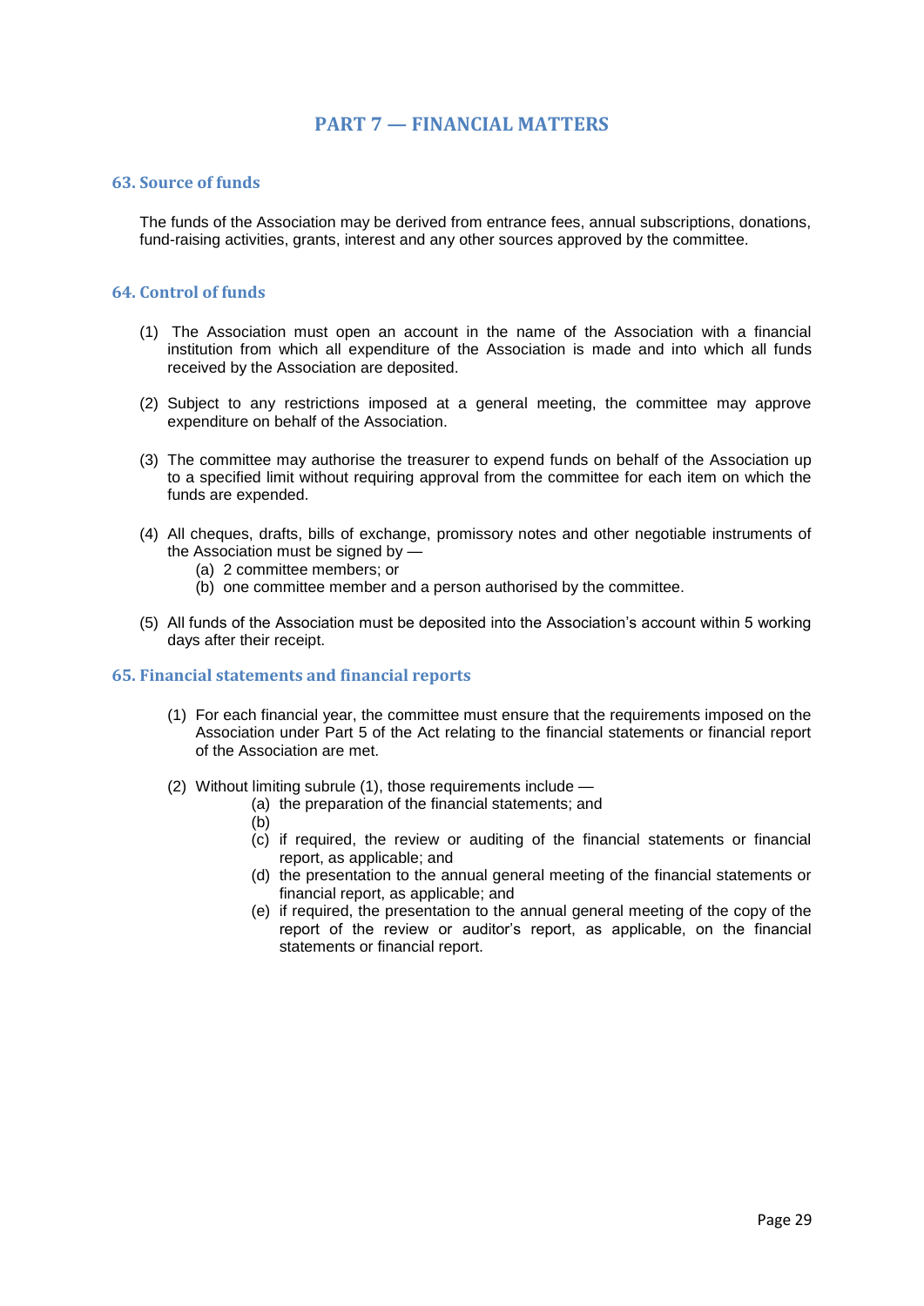# PART 7 — FINANCIAL MATTERS

## 63. Source of funds

The funds of the Association may be derived from entrance fees, annual subscriptions, donations, fund-raising activities, grants, interest and any other sources approved by the committee.

## 64. Control of funds

(1) The Association must open an account in the name of the Association with a financial institution from which all expenditure of the Association is made and into which all funds received by the Association are deposited.

(2) Subject to any restrictions imposed at a general meeting, the committee may approve expenditure on behalf of the Association.

(3) The committee may authorise the treasurer to expend funds on behalf of the Association up to a specified limit without requiring approval from the committee for each item on which the funds are expended.

(4) All cheques, drafts, bills of exchange, promissory notes and other negotiable instruments of the Association must be signed by —

(a) 2 committee members; or

(b) one committee member and a person authorised by the committee.

(5) All funds of the Association must be deposited into the Association's account within 5 working days after their receipt.

## 65. Financial statements and financial reports

(1) For each financial year, the committee must ensure that the requirements imposed on the Association under Part 5 of the Act relating to the financial statements or financial report of the Association are met.

(2) Without limiting subrule (1), those requirements include —

(a) the preparation of the financial statements; and

(b)

(c) if required, the review or auditing of the financial statements or financial report, as applicable; and

(d) the presentation to the annual general meeting of the financial statements or financial report, as applicable; and

(e) if required, the presentation to the annual general meeting of the copy of the report of the review or auditor's report, as applicable, on the financial statements or financial report.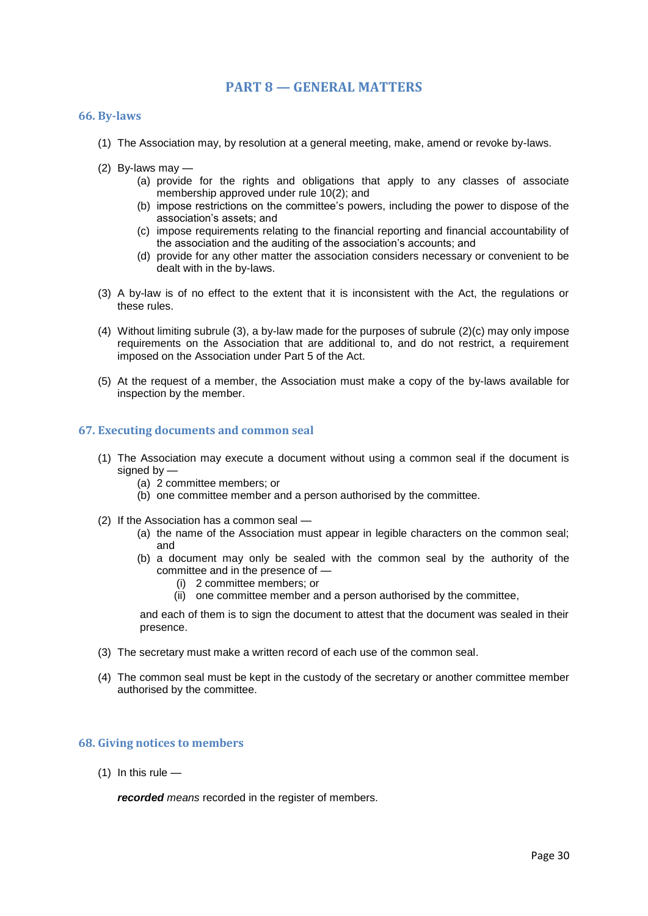# PART 8 — GENERAL MATTERS

## 66. By-laws

(1) The Association may, by resolution at a general meeting, make, amend or revoke by-laws.

(2) By-laws may —

  (a) provide for the rights and obligations that apply to any classes of associate membership approved under rule 10(2); and

  (b) impose restrictions on the committee's powers, including the power to dispose of the association's assets; and

  (c) impose requirements relating to the financial reporting and financial accountability of the association and the auditing of the association's accounts; and

  (d) provide for any other matter the association considers necessary or convenient to be dealt with in the by-laws.

(3) A by-law is of no effect to the extent that it is inconsistent with the Act, the regulations or these rules.

(4) Without limiting subrule (3), a by-law made for the purposes of subrule (2)(c) may only impose requirements on the Association that are additional to, and do not restrict, a requirement imposed on the Association under Part 5 of the Act.

(5) At the request of a member, the Association must make a copy of the by-laws available for inspection by the member.

## 67. Executing documents and common seal

(1) The Association may execute a document without using a common seal if the document is signed by —

  (a) 2 committee members; or

  (b) one committee member and a person authorised by the committee.

(2) If the Association has a common seal —

  (a) the name of the Association must appear in legible characters on the common seal; and

  (b) a document may only be sealed with the common seal by the authority of the committee and in the presence of —

    (i) 2 committee members; or

    (ii) one committee member and a person authorised by the committee,

  and each of them is to sign the document to attest that the document was sealed in their presence.

(3) The secretary must make a written record of each use of the common seal.

(4) The common seal must be kept in the custody of the secretary or another committee member authorised by the committee.

## 68. Giving notices to members

(1) In this rule —

***recorded*** *means* recorded in the register of members.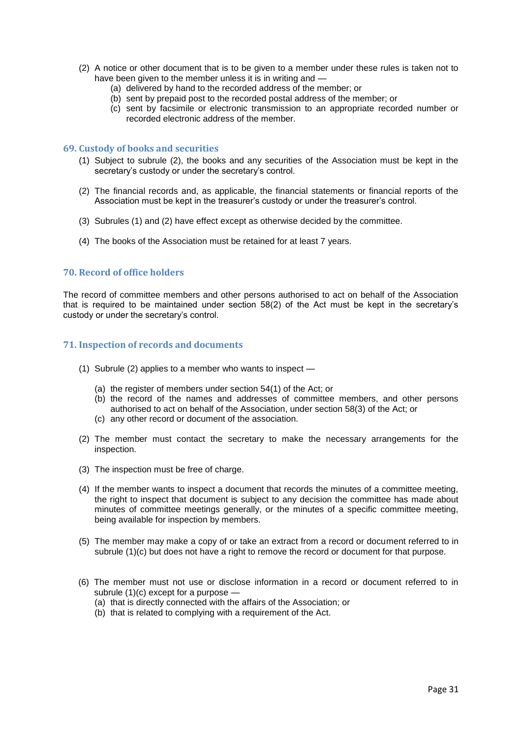(2) A notice or other document that is to be given to a member under these rules is taken not to have been given to the member unless it is in writing and —
   (a) delivered by hand to the recorded address of the member; or
   (b) sent by prepaid post to the recorded postal address of the member; or
   (c) sent by facsimile or electronic transmission to an appropriate recorded number or recorded electronic address of the member.

### 69. Custody of books and securities

(1) Subject to subrule (2), the books and any securities of the Association must be kept in the secretary's custody or under the secretary's control.

(2) The financial records and, as applicable, the financial statements or financial reports of the Association must be kept in the treasurer's custody or under the treasurer's control.

(3) Subrules (1) and (2) have effect except as otherwise decided by the committee.

(4) The books of the Association must be retained for at least 7 years.

### 70. Record of office holders

The record of committee members and other persons authorised to act on behalf of the Association that is required to be maintained under section 58(2) of the Act must be kept in the secretary's custody or under the secretary's control.

### 71. Inspection of records and documents

(1) Subrule (2) applies to a member who wants to inspect —

   (a) the register of members under section 54(1) of the Act; or
   (b) the record of the names and addresses of committee members, and other persons authorised to act on behalf of the Association, under section 58(3) of the Act; or
   (c) any other record or document of the association.

(2) The member must contact the secretary to make the necessary arrangements for the inspection.

(3) The inspection must be free of charge.

(4) If the member wants to inspect a document that records the minutes of a committee meeting, the right to inspect that document is subject to any decision the committee has made about minutes of committee meetings generally, or the minutes of a specific committee meeting, being available for inspection by members.

(5) The member may make a copy of or take an extract from a record or document referred to in subrule (1)(c) but does not have a right to remove the record or document for that purpose.

(6) The member must not use or disclose information in a record or document referred to in subrule (1)(c) except for a purpose —
   (a) that is directly connected with the affairs of the Association; or
   (b) that is related to complying with a requirement of the Act.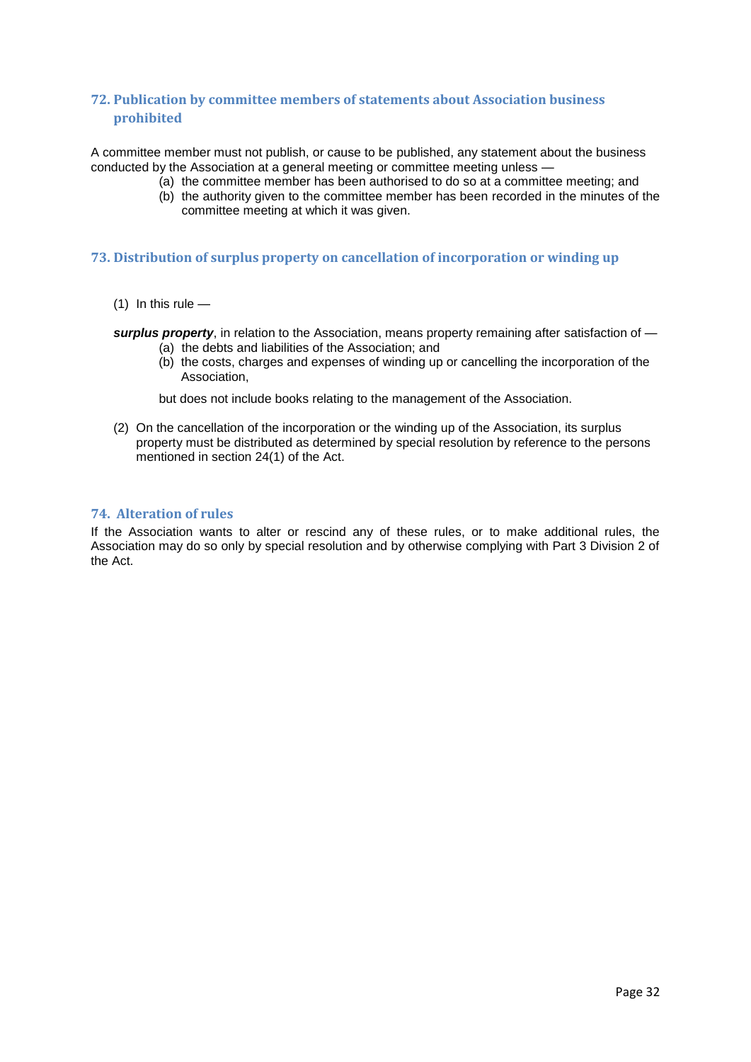## 72. Publication by committee members of statements about Association business prohibited

A committee member must not publish, or cause to be published, any statement about the business conducted by the Association at a general meeting or committee meeting unless —

(a) the committee member has been authorised to do so at a committee meeting; and

(b) the authority given to the committee member has been recorded in the minutes of the committee meeting at which it was given.

## 73. Distribution of surplus property on cancellation of incorporation or winding up

(1) In this rule —

***surplus property***, in relation to the Association, means property remaining after satisfaction of —

(a) the debts and liabilities of the Association; and

(b) the costs, charges and expenses of winding up or cancelling the incorporation of the Association,

but does not include books relating to the management of the Association.

(2) On the cancellation of the incorporation or the winding up of the Association, its surplus property must be distributed as determined by special resolution by reference to the persons mentioned in section 24(1) of the Act.

## 74. Alteration of rules

If the Association wants to alter or rescind any of these rules, or to make additional rules, the Association may do so only by special resolution and by otherwise complying with Part 3 Division 2 of the Act.